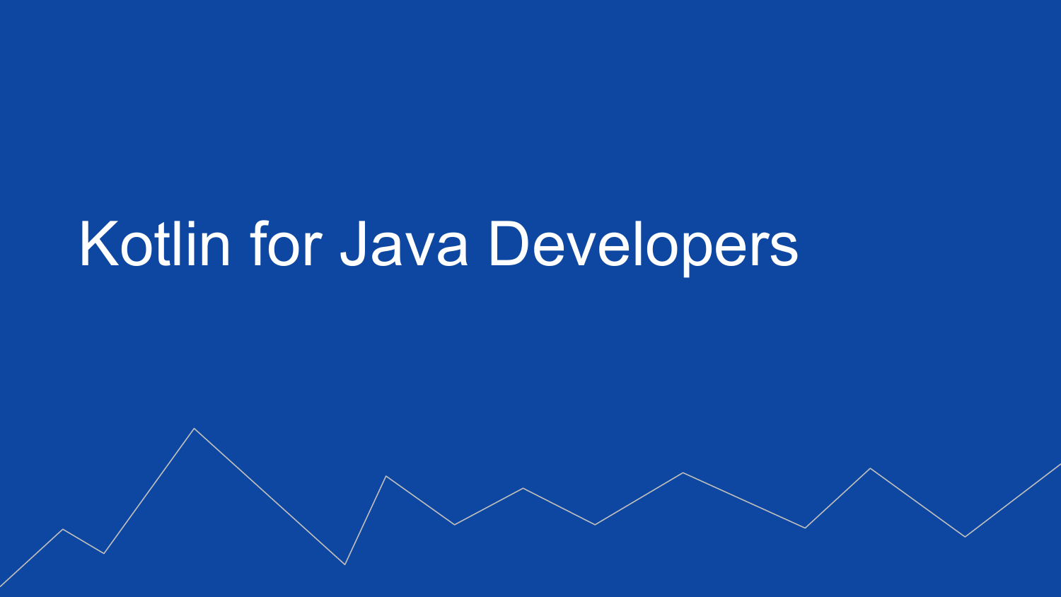# Kotlin for Java Developers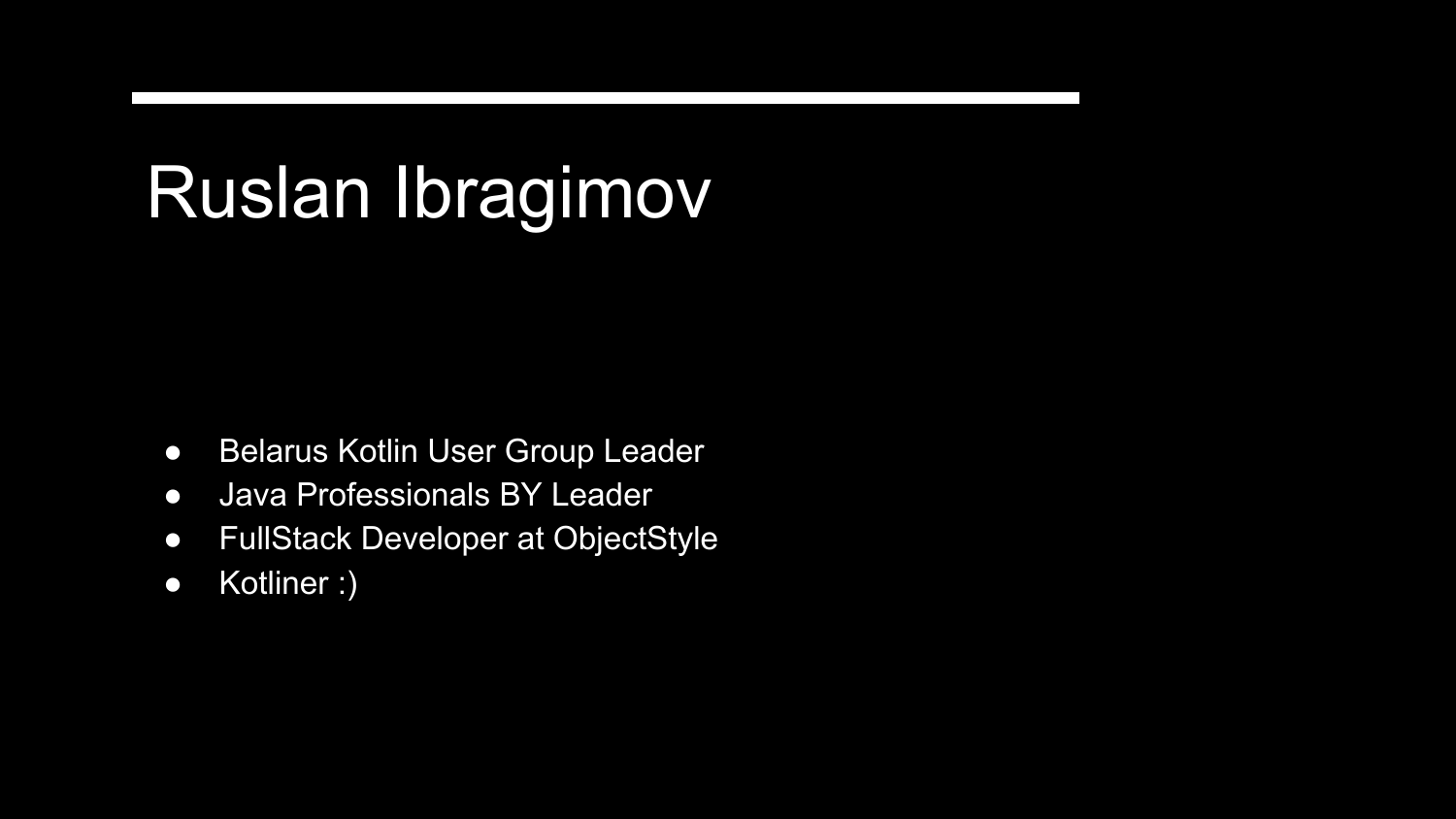# Ruslan Ibragimov

- Belarus Kotlin User Group Leader
- Java Professionals BY Leader
- FullStack Developer at ObjectStyle
- Kotliner :)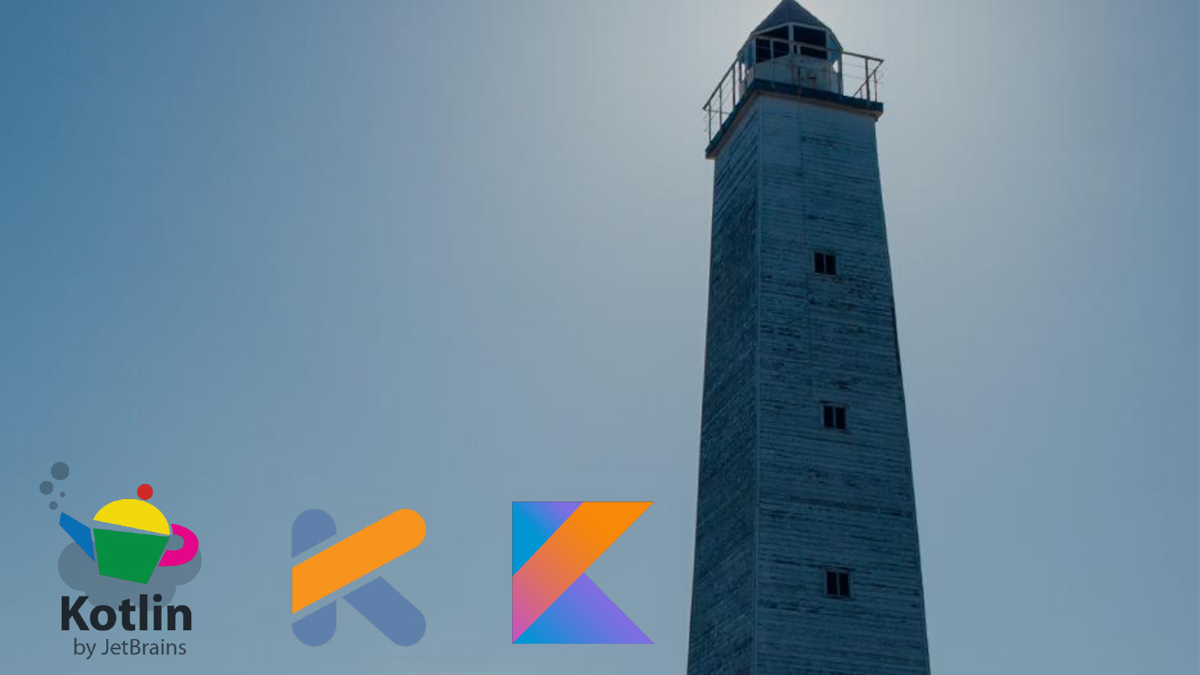Kotlin

by JetBrains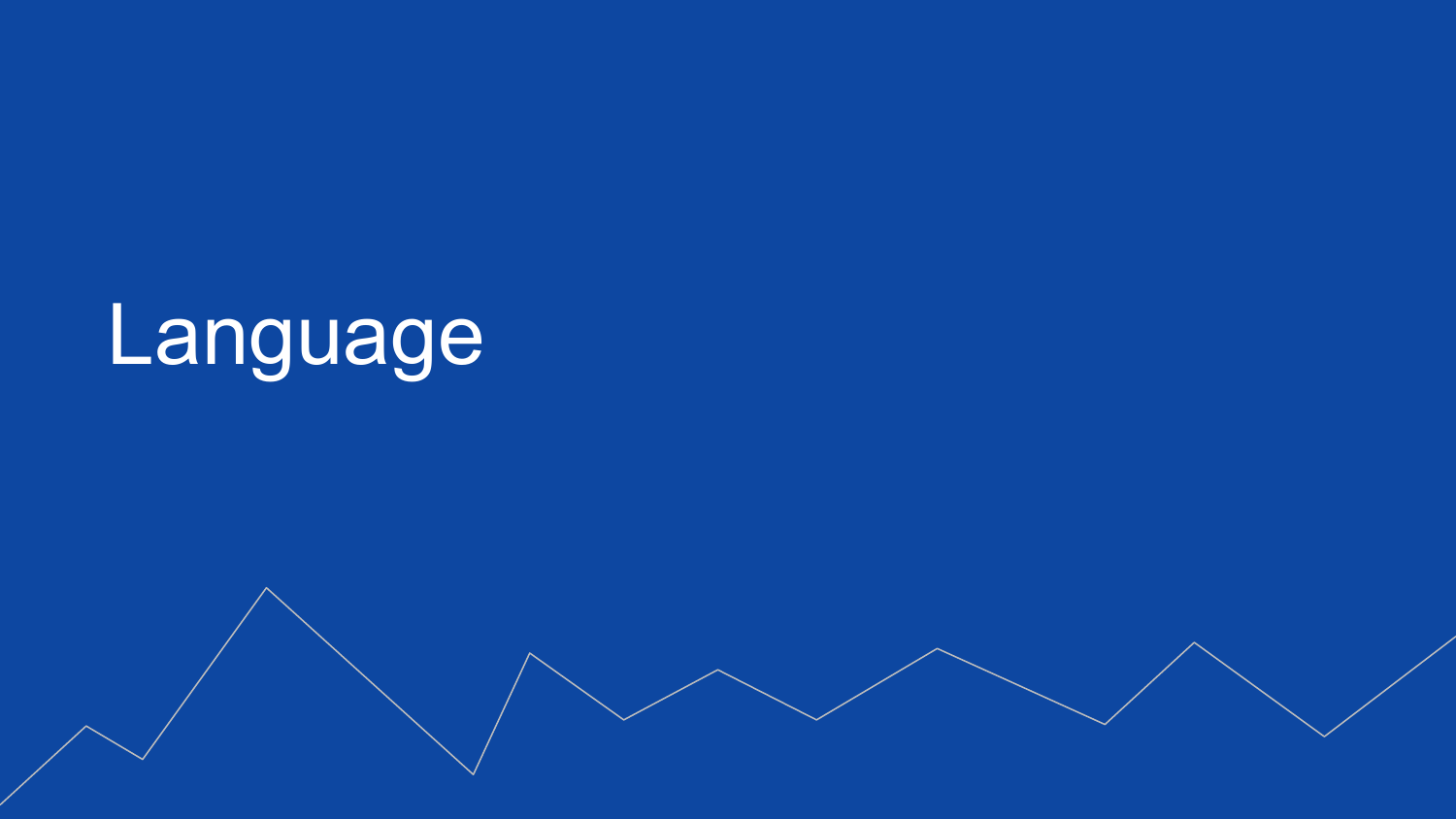# Language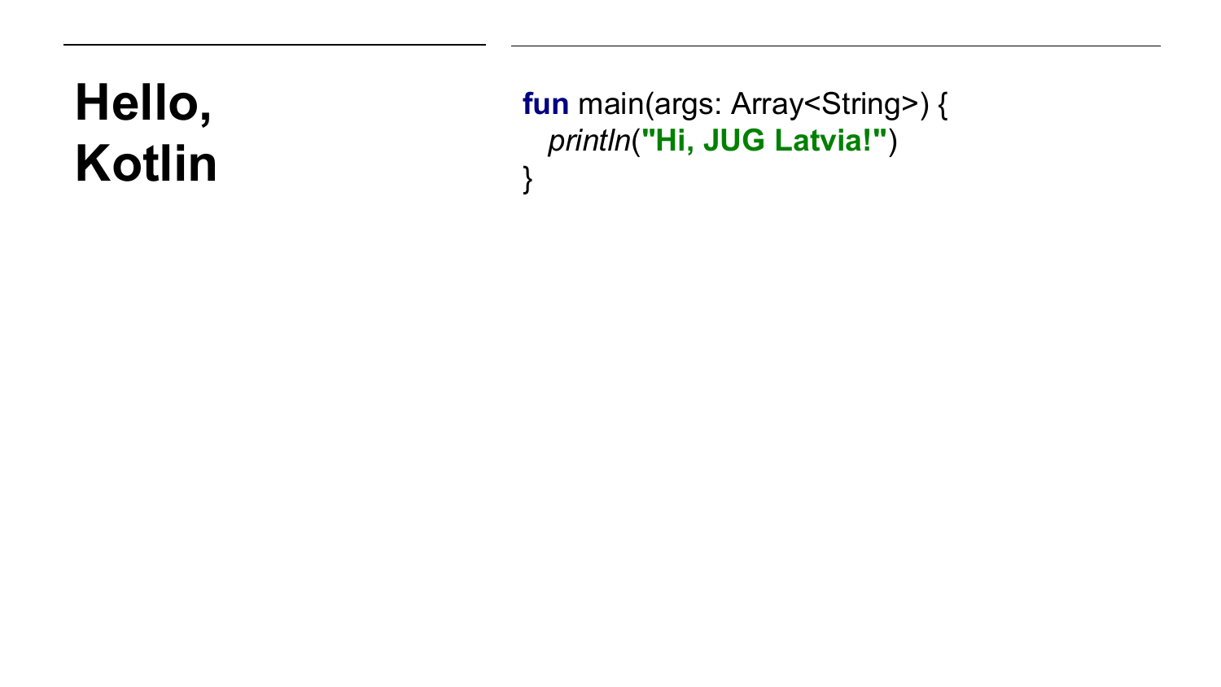# Hello, Kotlin

```kotlin
fun main(args: Array<String>) {
  println("Hi, JUG Latvia!")
}
```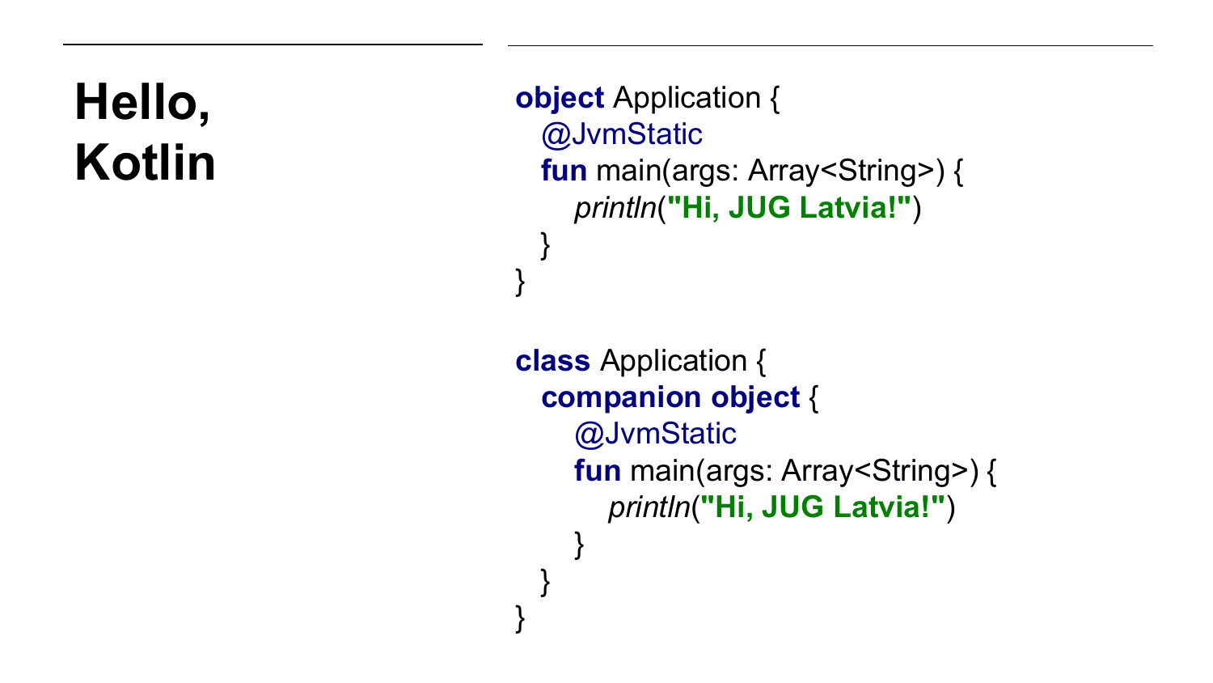# Hello, Kotlin

```kotlin
object Application {
  @JvmStatic
  fun main(args: Array<String>) {
    println("Hi, JUG Latvia!")
  }
}

class Application {
  companion object {
    @JvmStatic
    fun main(args: Array<String>) {
      println("Hi, JUG Latvia!")
    }
  }
}
```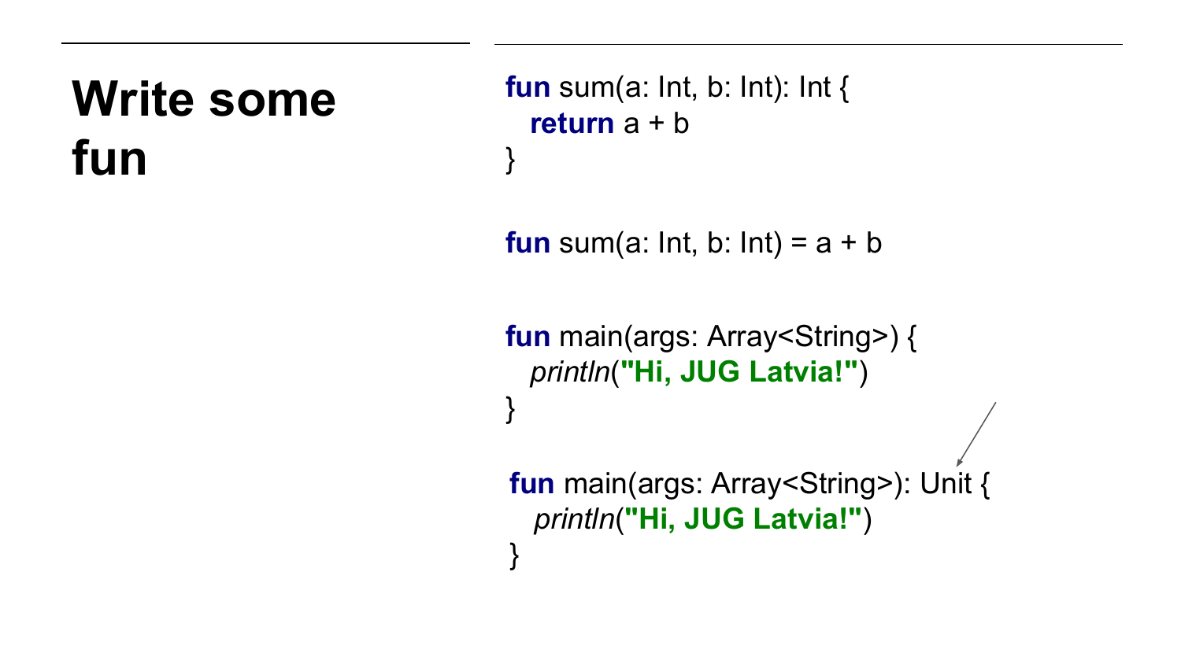# Write some fun

```
fun sum(a: Int, b: Int): Int {
  return a + b
}
```

```
fun sum(a: Int, b: Int) = a + b
```

```
fun main(args: Array<String>) {
  println("Hi, JUG Latvia!")
}
```

```
fun main(args: Array<String>): Unit {
  println("Hi, JUG Latvia!")
}
```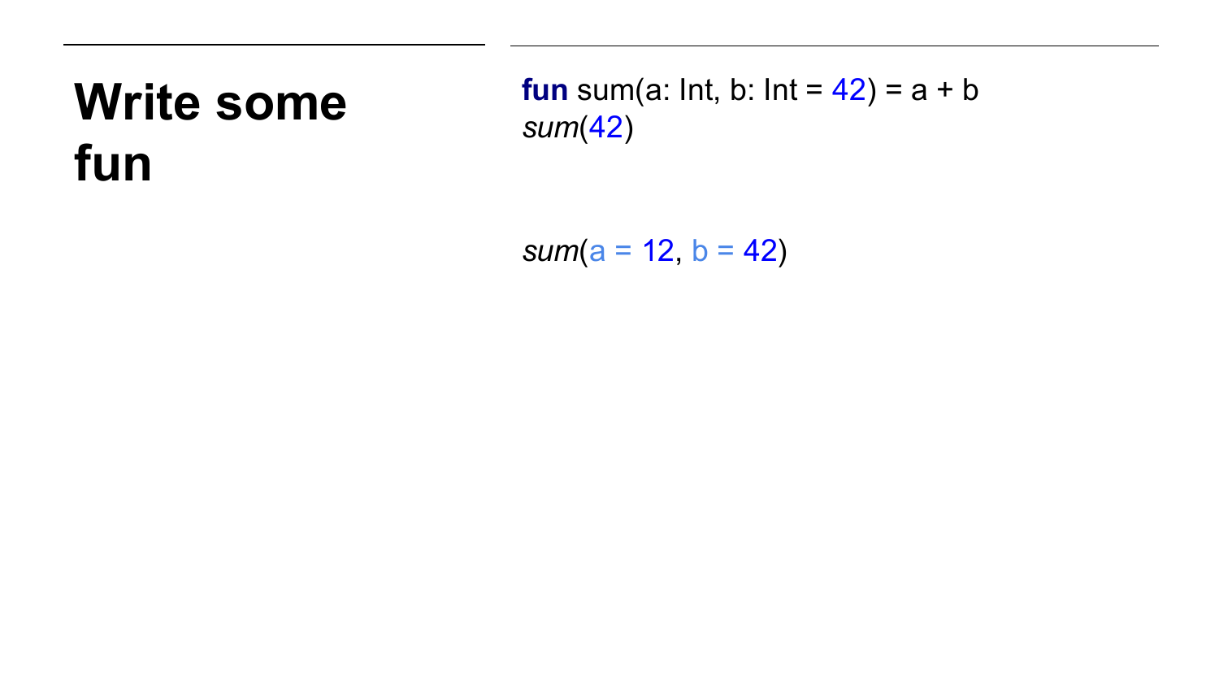# Write some fun

```
fun sum(a: Int, b: Int = 42) = a + b
sum(42)


sum(a = 12, b = 42)
```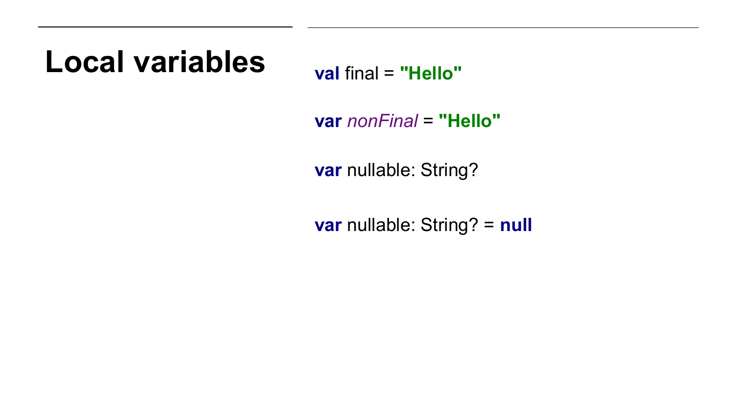# Local variables

```kotlin
val final = "Hello"

var nonFinal = "Hello"

var nullable: String?

var nullable: String? = null
```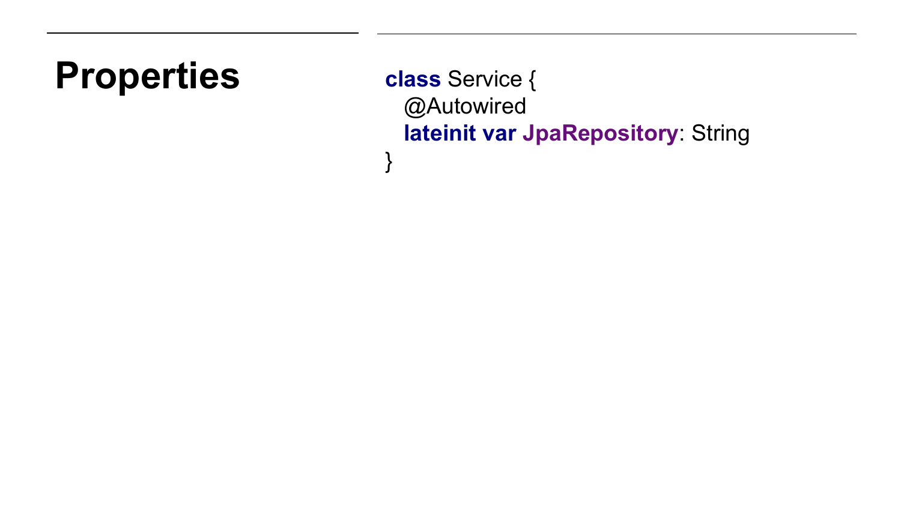# Properties

```
class Service {
  @Autowired
  lateinit var JpaRepository: String
}
```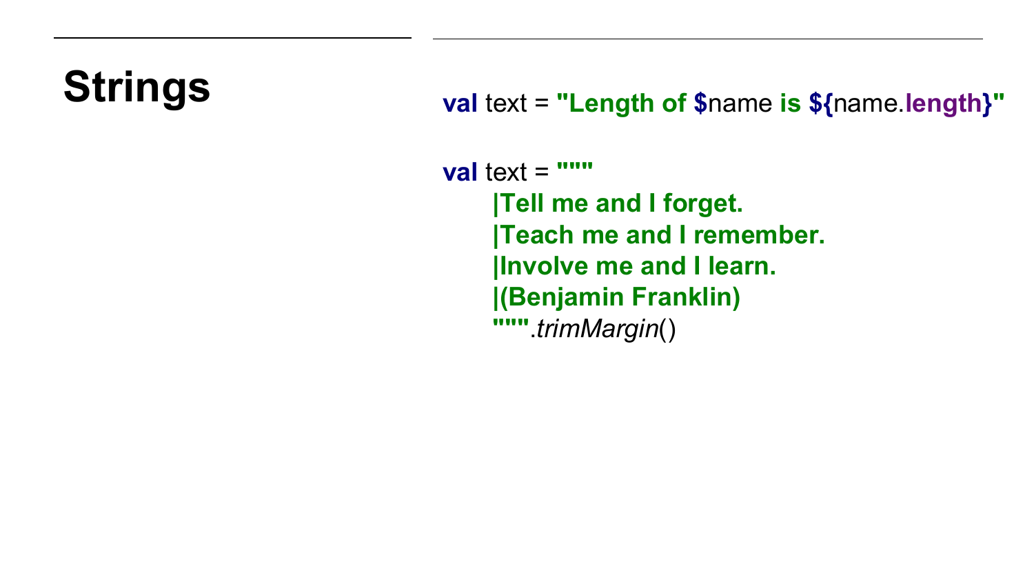# Strings

```kotlin
val text = "Length of $name is ${name.length}"

val text = """
      |Tell me and I forget.
      |Teach me and I remember.
      |Involve me and I learn.
      |(Benjamin Franklin)
      """.trimMargin()
```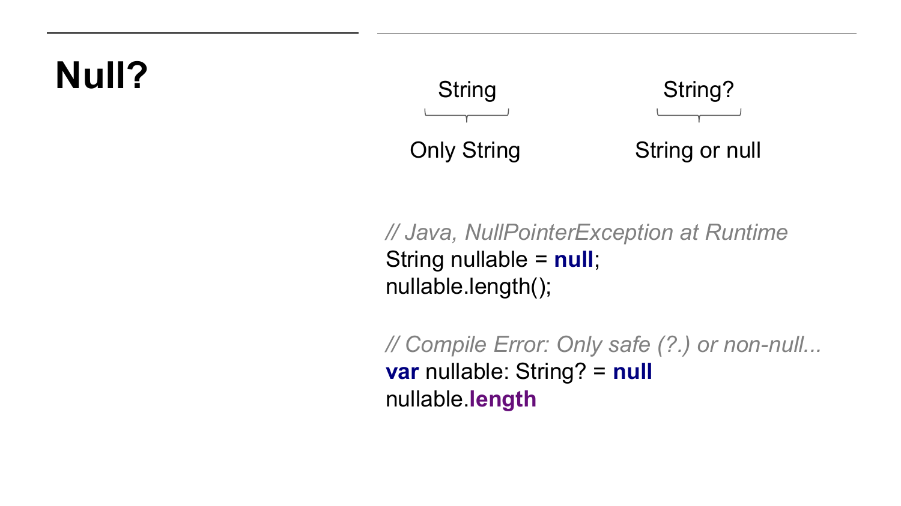# Null?

String — Only String

String? — String or null

```
// Java, NullPointerException at Runtime
String nullable = null;
nullable.length();

// Compile Error: Only safe (?.) or non-null...
var nullable: String? = null
nullable.length
```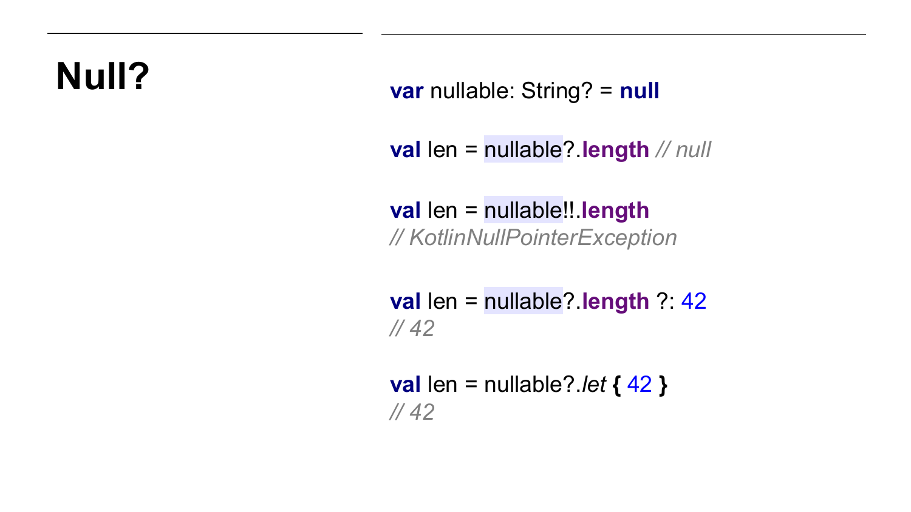# Null?

```kotlin
var nullable: String? = null

val len = nullable?.length // null

val len = nullable!!.length
// KotlinNullPointerException

val len = nullable?.length ?: 42
// 42

val len = nullable?.let { 42 }
// 42
```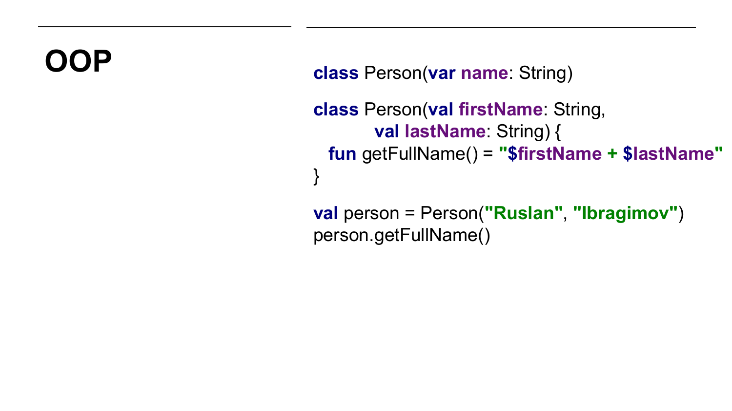# OOP

```kotlin
class Person(var name: String)

class Person(val firstName: String,
         val lastName: String) {
  fun getFullName() = "$firstName + $lastName"
}

val person = Person("Ruslan", "Ibragimov")
person.getFullName()
```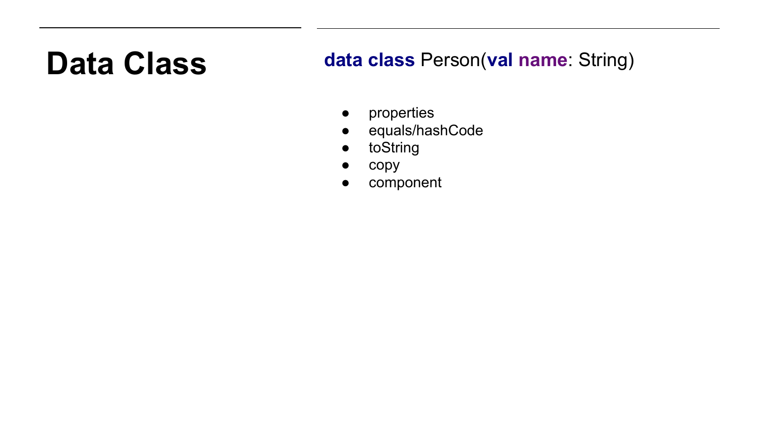# Data Class

```
data class Person(val name: String)
```

- properties
- equals/hashCode
- toString
- copy
- component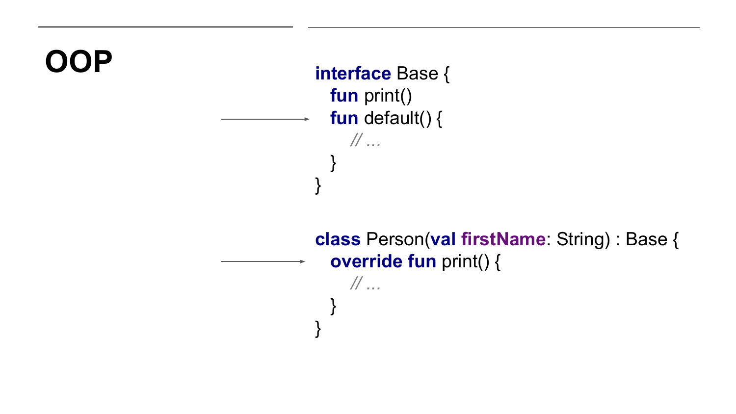# OOP

```kotlin
interface Base {
    fun print()
    fun default() {
        // ...
    }
}

class Person(val firstName: String) : Base {
    override fun print() {
        // ...
    }
}
```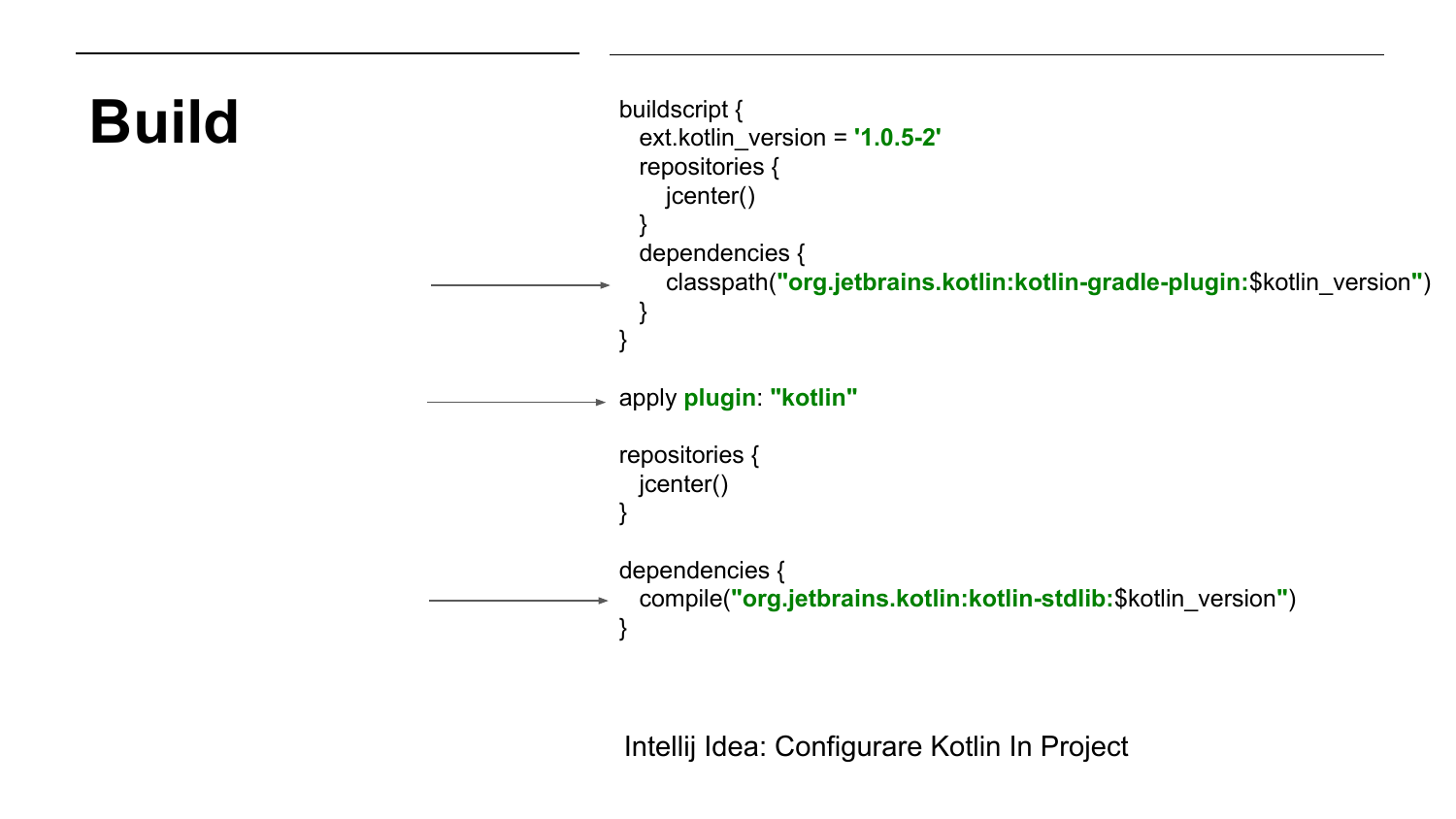# Build

```
buildscript {
   ext.kotlin_version = '1.0.5-2'
   repositories {
      jcenter()
   }
   dependencies {
      classpath("org.jetbrains.kotlin:kotlin-gradle-plugin:$kotlin_version")
   }
}

apply plugin: "kotlin"

repositories {
   jcenter()
}

dependencies {
   compile("org.jetbrains.kotlin:kotlin-stdlib:$kotlin_version")
}
```

Intellij Idea: Configurare Kotlin In Project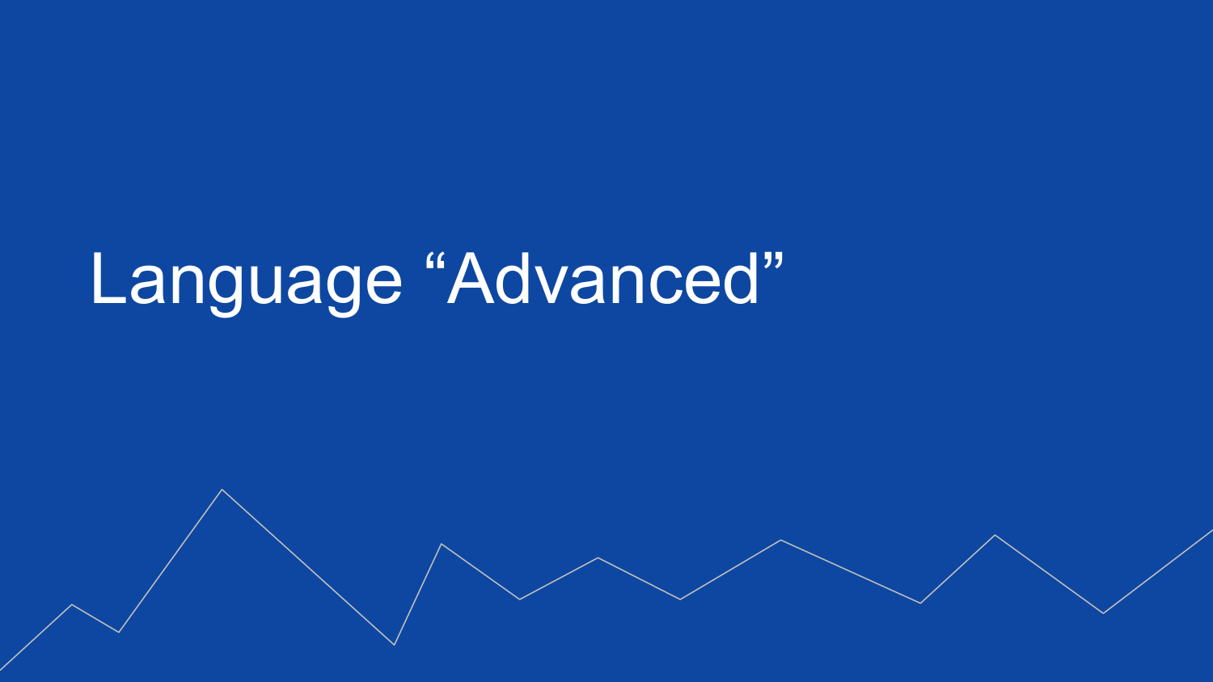# Language “Advanced”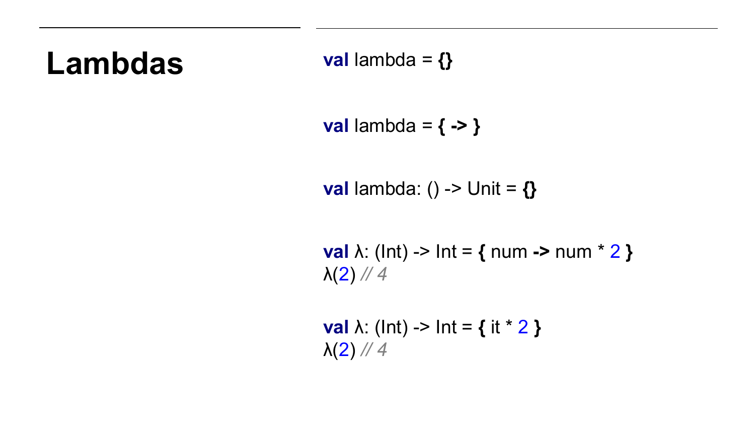# Lambdas

```
val lambda = {}

val lambda = { -> }

val lambda: () -> Unit = {}

val λ: (Int) -> Int = { num -> num * 2 }
λ(2) // 4

val λ: (Int) -> Int = { it * 2 }
λ(2) // 4
```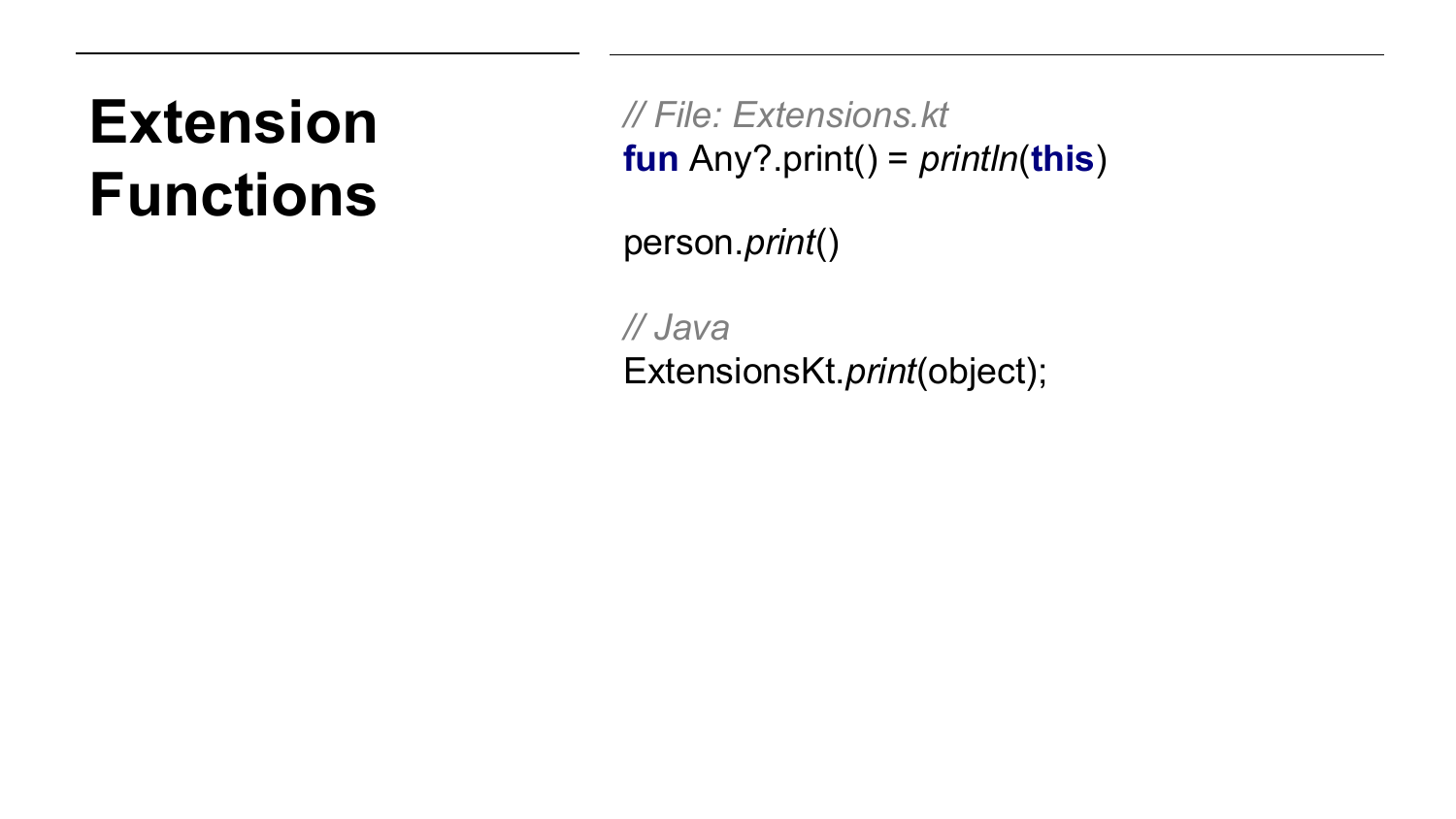# Extension Functions

```
// File: Extensions.kt
fun Any?.print() = println(this)

person.print()

// Java
ExtensionsKt.print(object);
```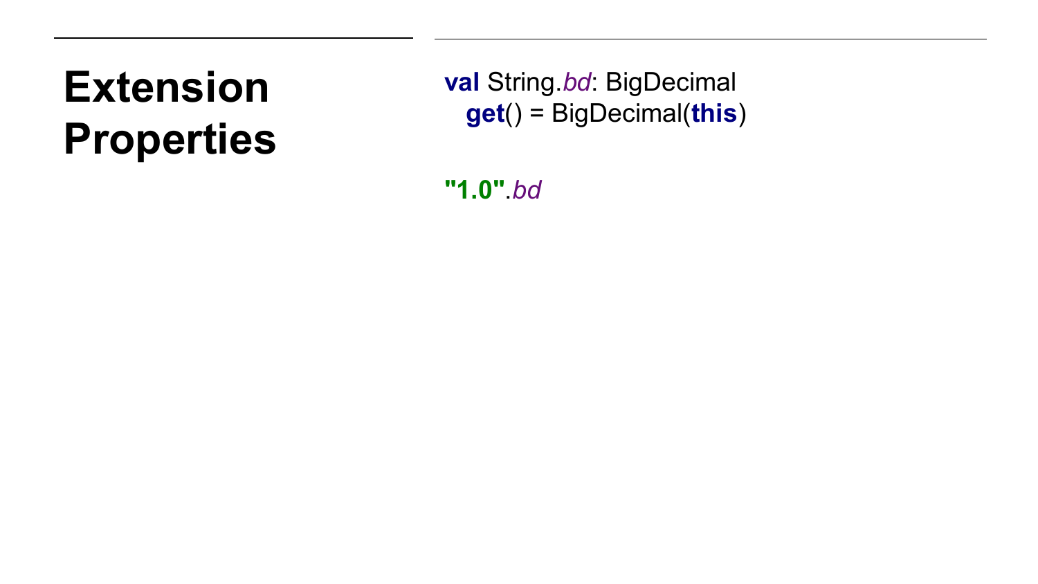# Extension Properties

```
val String.bd: BigDecimal
  get() = BigDecimal(this)

"1.0".bd
```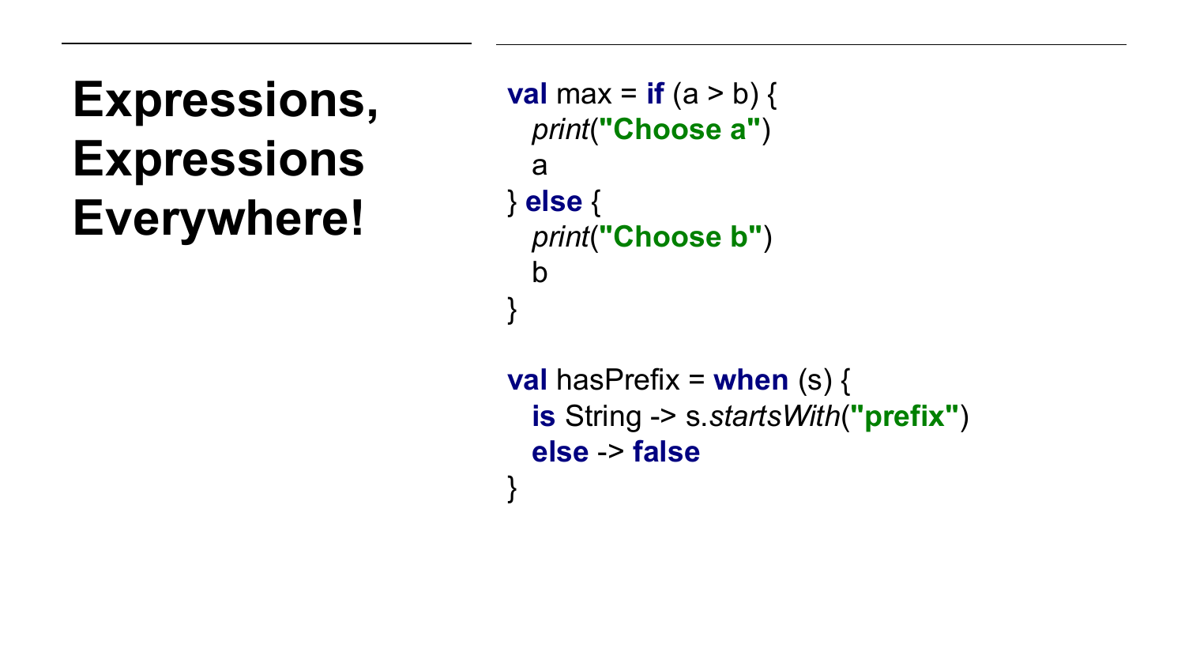# Expressions, Expressions Everywhere!

```kotlin
val max = if (a > b) {
  print("Choose a")
  a
} else {
  print("Choose b")
  b
}

val hasPrefix = when (s) {
  is String -> s.startsWith("prefix")
  else -> false
}
```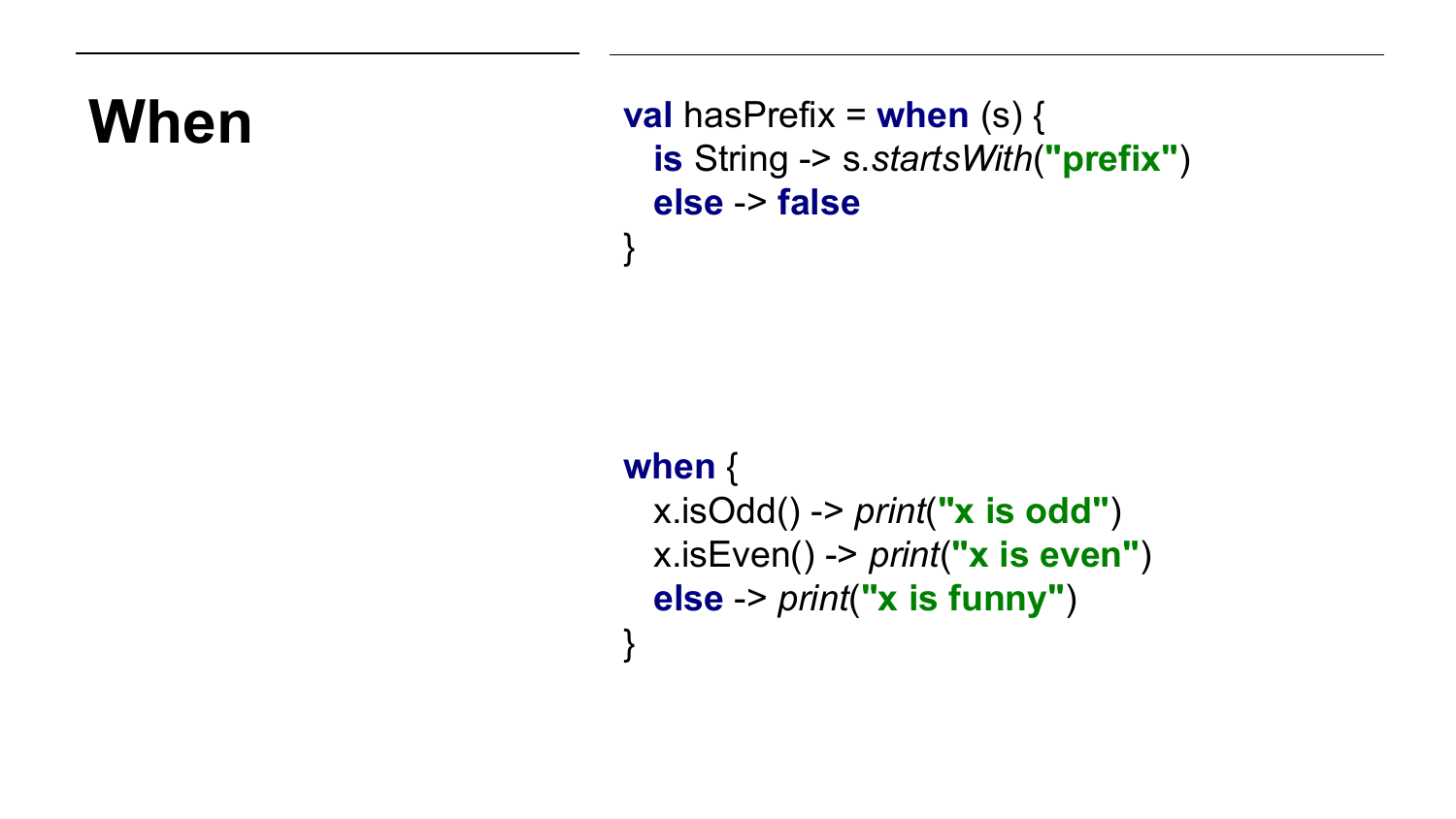# When

```
val hasPrefix = when (s) {
  is String -> s.startsWith("prefix")
  else -> false
}
```

```
when {
  x.isOdd() -> print("x is odd")
  x.isEven() -> print("x is even")
  else -> print("x is funny")
}
```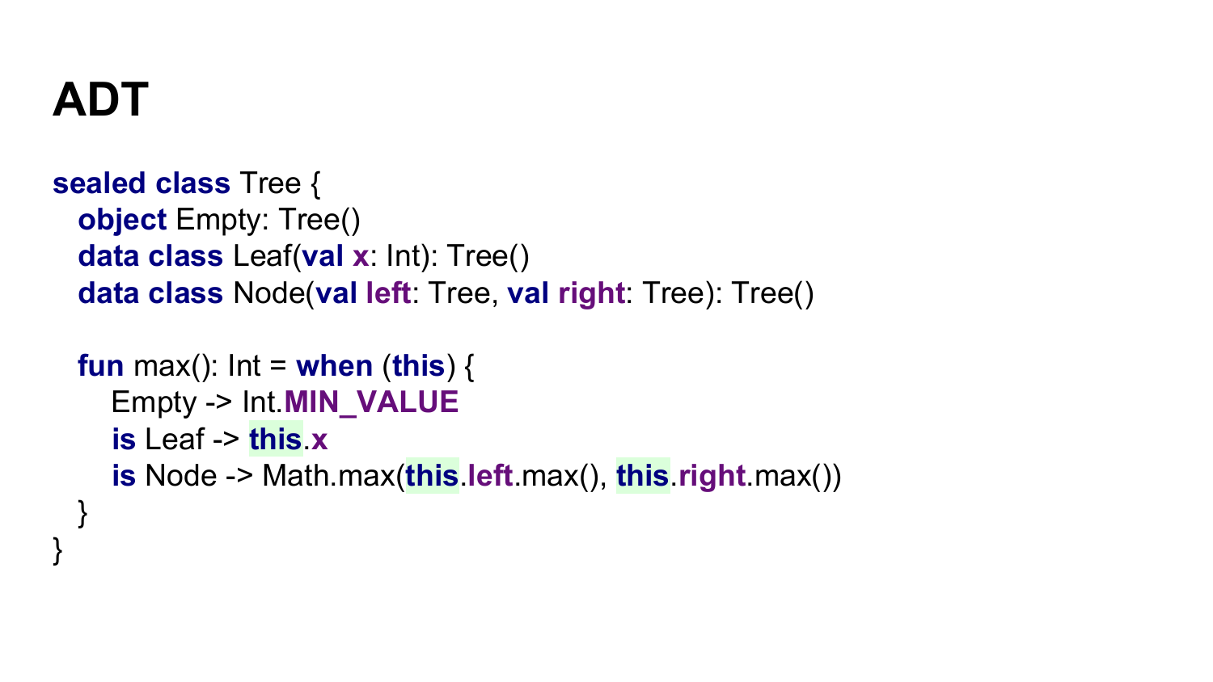# ADT

```
sealed class Tree {
  object Empty: Tree()
  data class Leaf(val x: Int): Tree()
  data class Node(val left: Tree, val right: Tree): Tree()

  fun max(): Int = when (this) {
     Empty -> Int.MIN_VALUE
     is Leaf -> this.x
     is Node -> Math.max(this.left.max(), this.right.max())
  }
}
```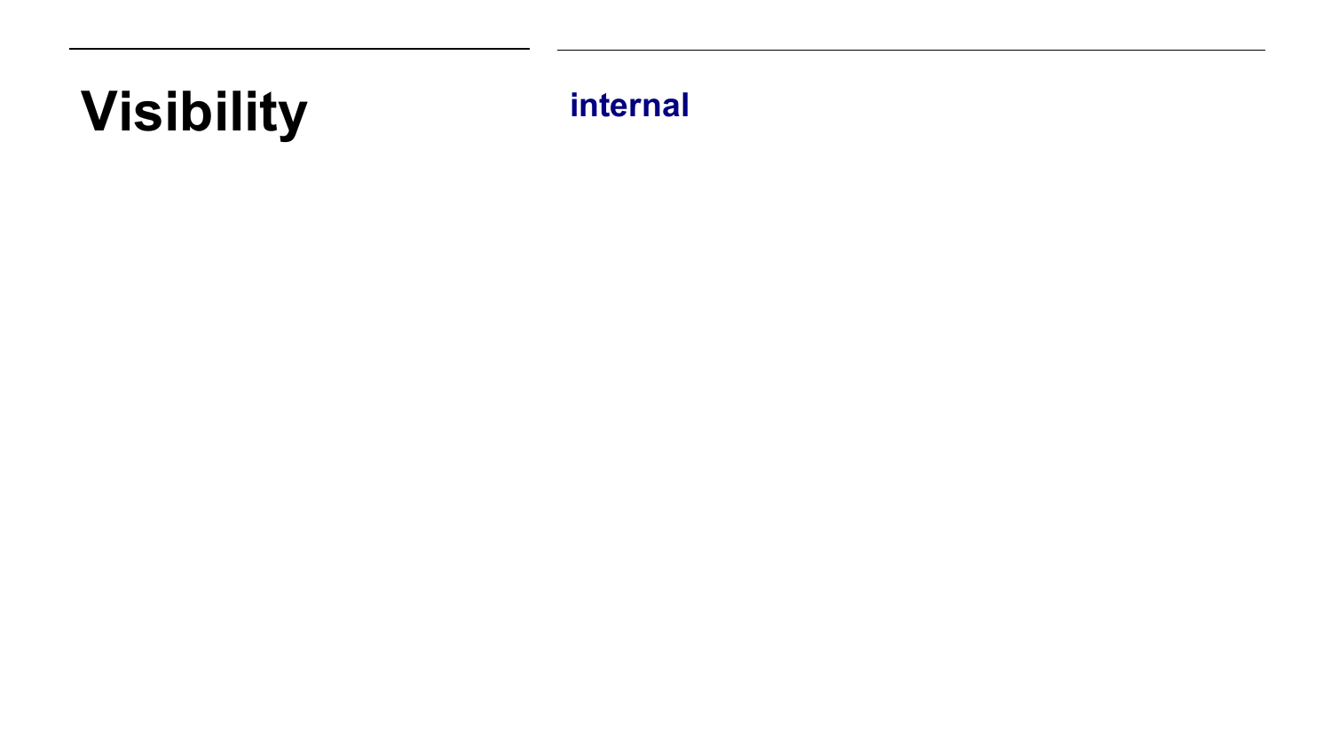# Visibility

**internal**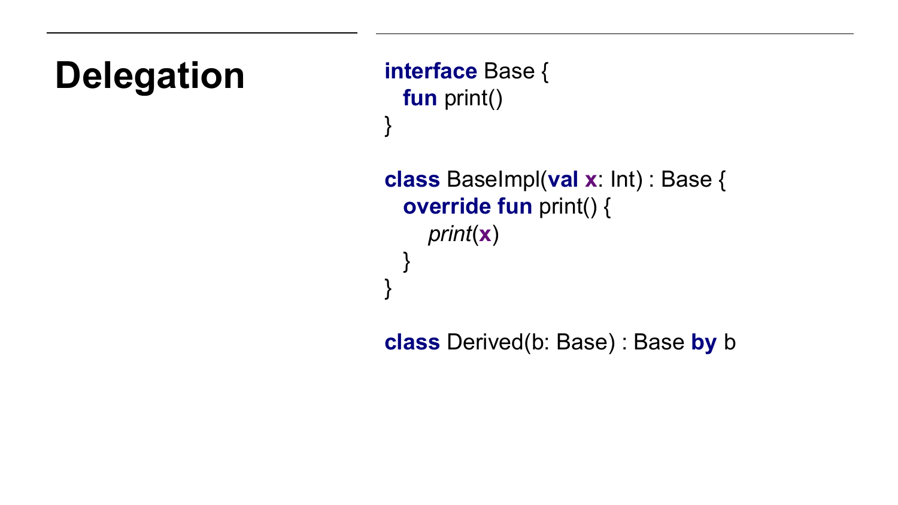# Delegation

```kotlin
interface Base {
  fun print()
}

class BaseImpl(val x: Int) : Base {
  override fun print() {
     print(x)
  }
}

class Derived(b: Base) : Base by b
```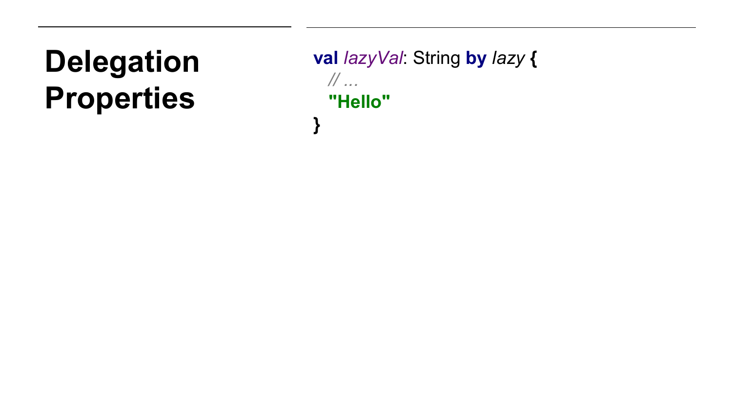# Delegation Properties

```kotlin
val lazyVal: String by lazy {
  // ...
  "Hello"
}
```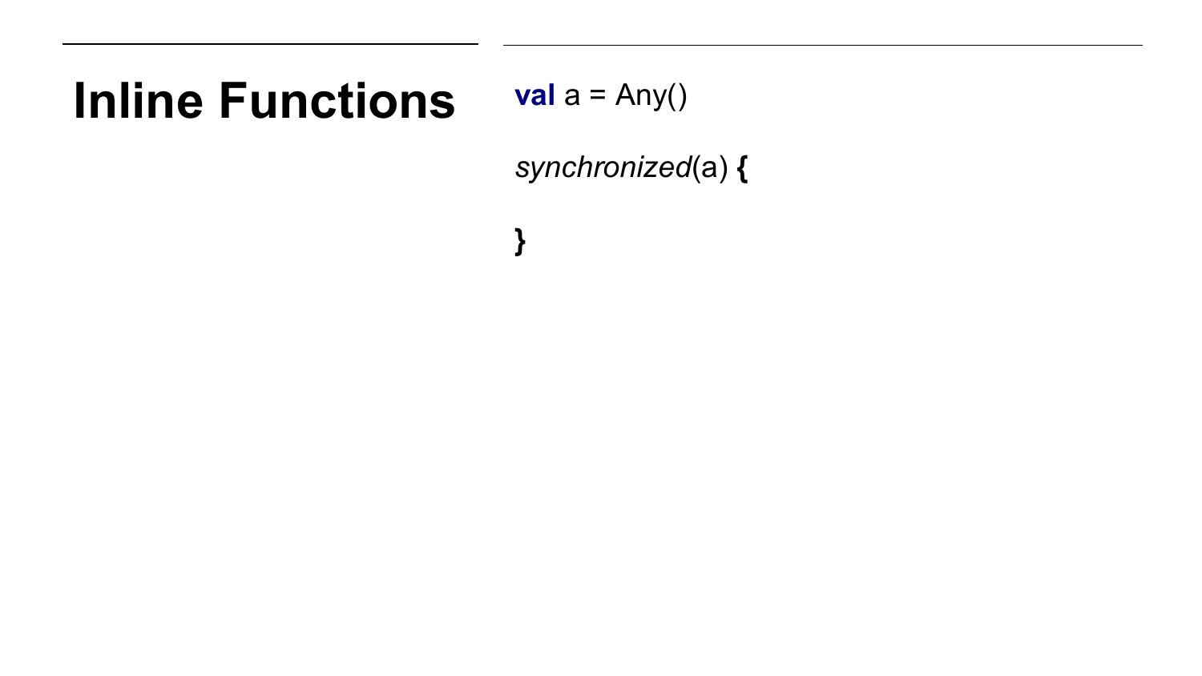# Inline Functions

```kotlin
val a = Any()

synchronized(a) {

}
```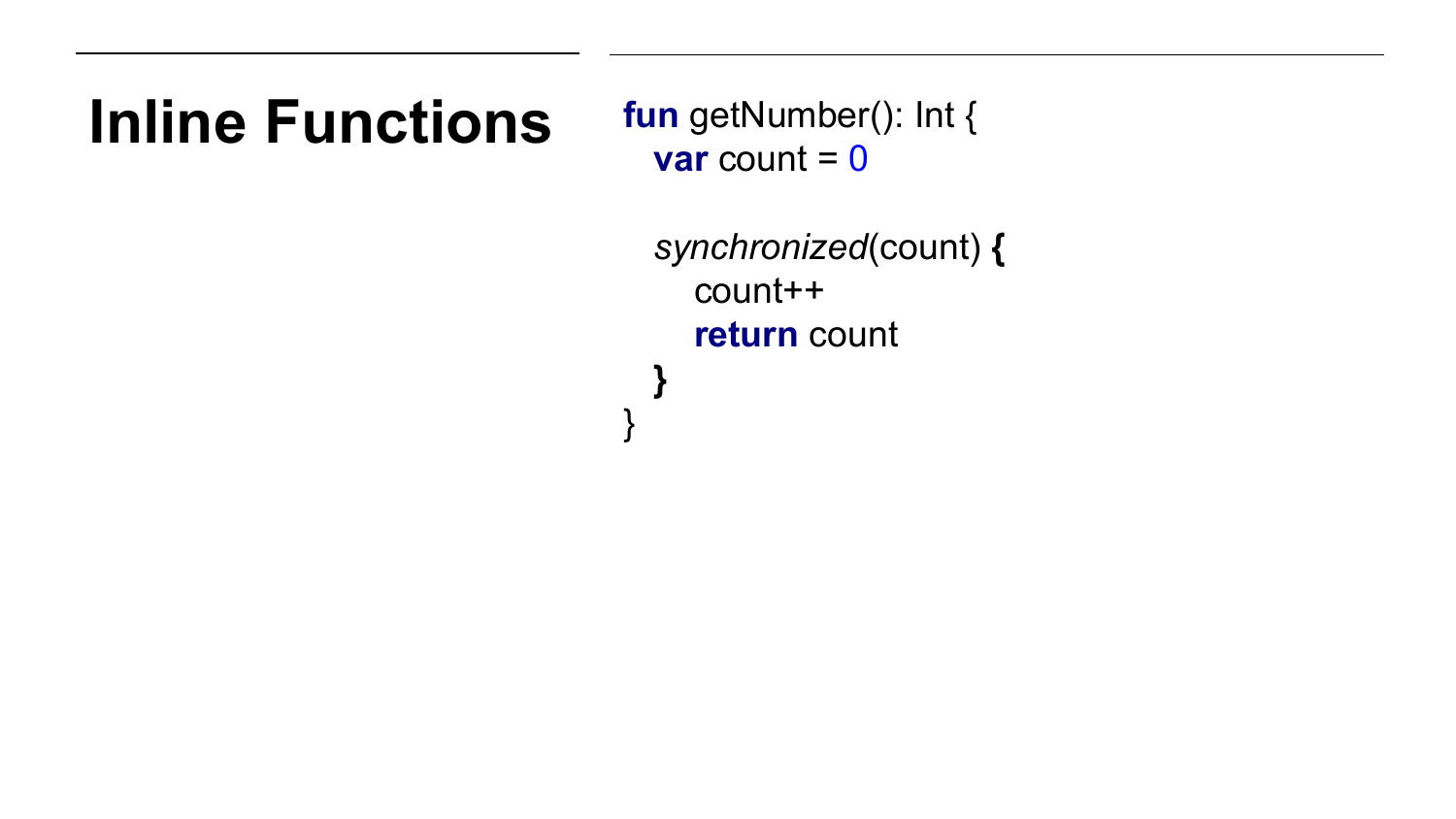# Inline Functions

```kotlin
fun getNumber(): Int {
    var count = 0

    synchronized(count) {
        count++
        return count
    }
}
```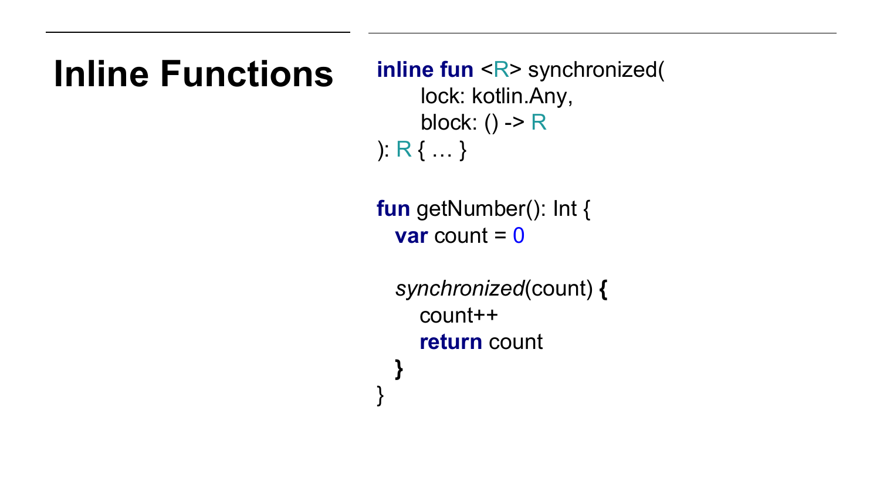# Inline Functions

```
inline fun <R> synchronized(
    lock: kotlin.Any,
    block: () -> R
): R { … }

fun getNumber(): Int {
  var count = 0

  synchronized(count) {
    count++
    return count
  }
}
```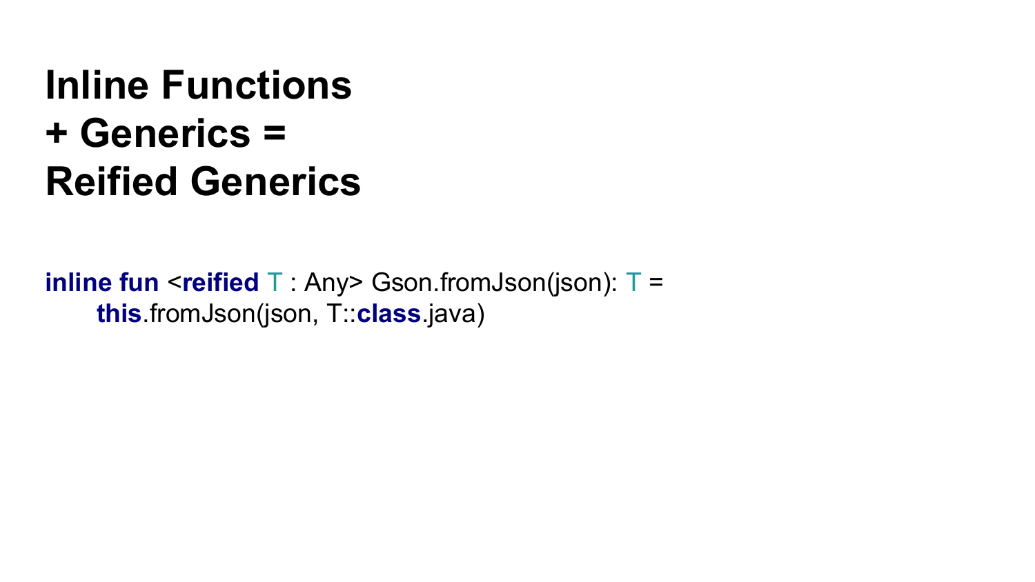# Inline Functions + Generics = Reified Generics

```
inline fun <reified T : Any> Gson.fromJson(json): T =
      this.fromJson(json, T::class.java)
```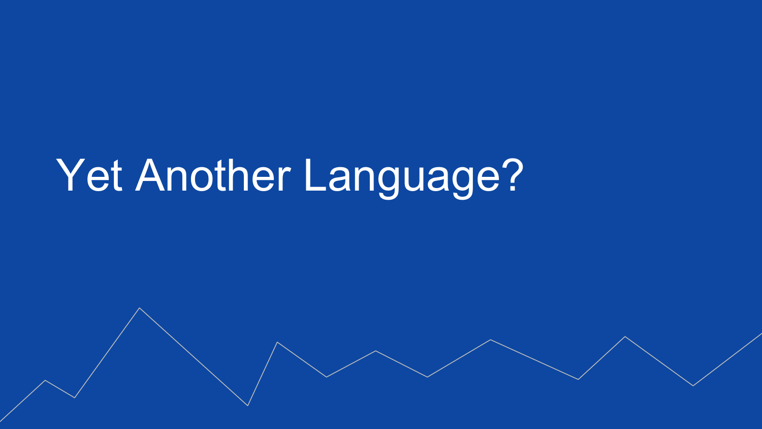# Yet Another Language?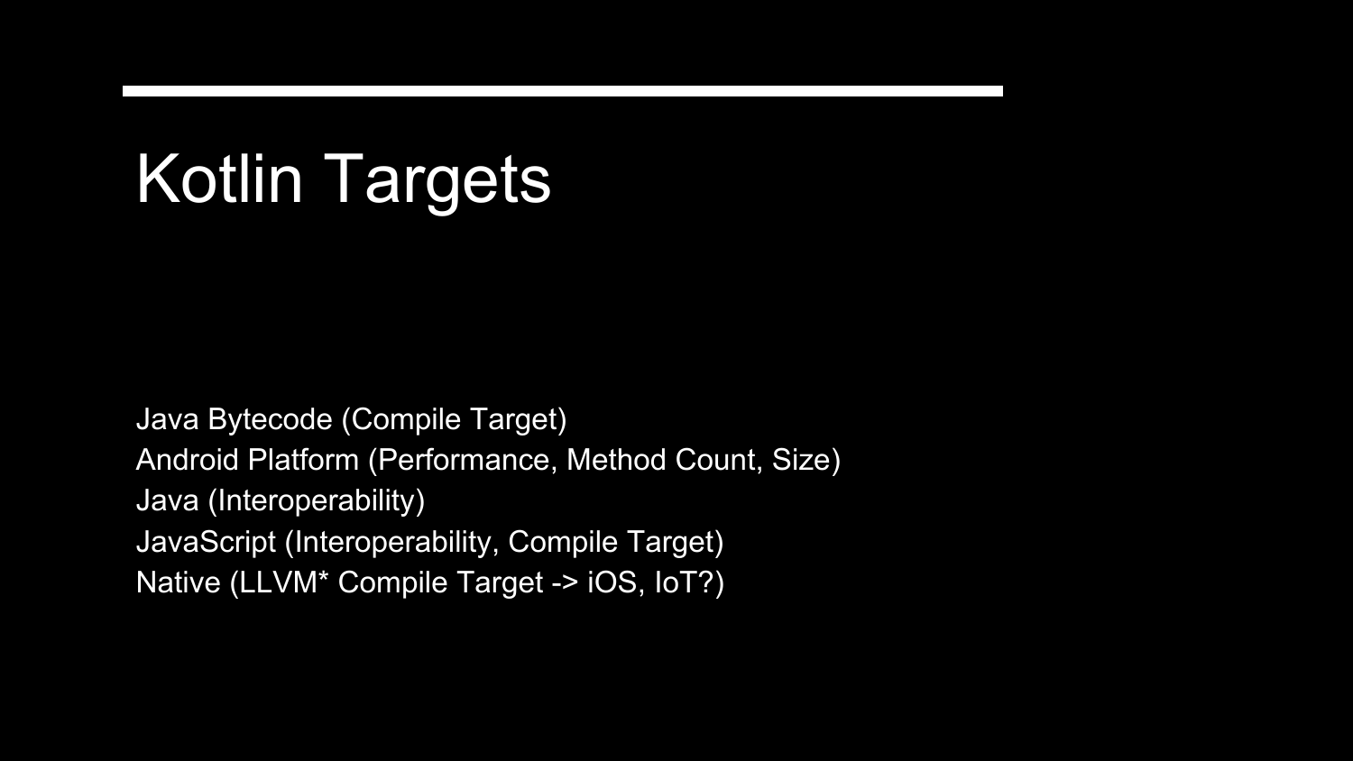# Kotlin Targets

Java Bytecode (Compile Target)
Android Platform (Performance, Method Count, Size)
Java (Interoperability)
JavaScript (Interoperability, Compile Target)
Native (LLVM* Compile Target -> iOS, IoT?)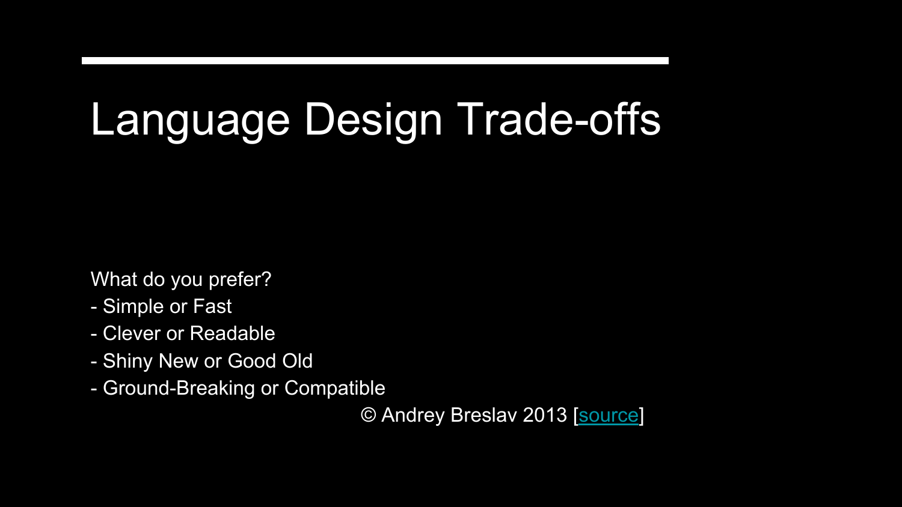# Language Design Trade-offs

What do you prefer?

- Simple or Fast
- Clever or Readable
- Shiny New or Good Old
- Ground-Breaking or Compatible

© Andrey Breslav 2013 [source]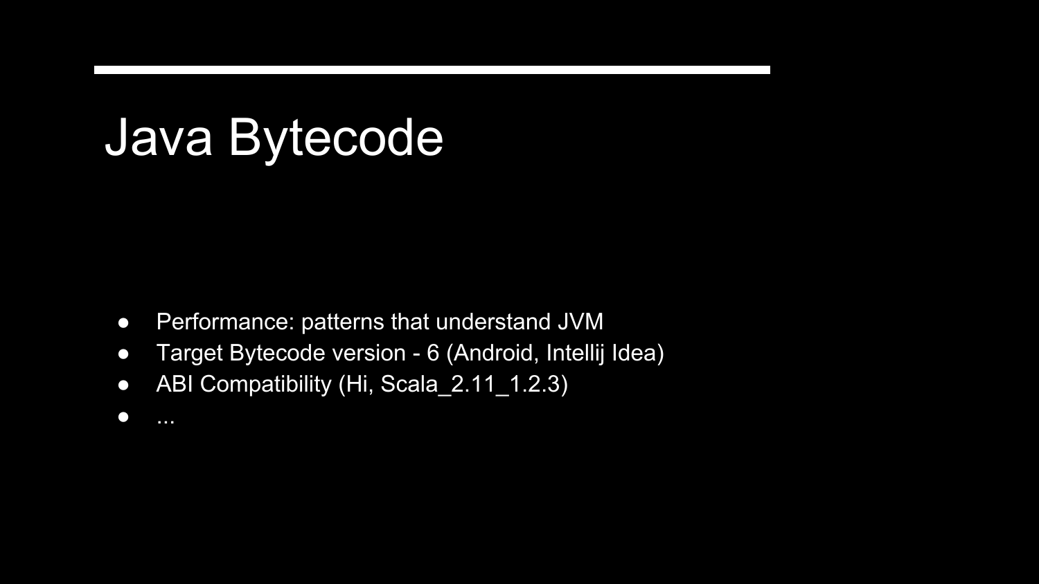# Java Bytecode

- Performance: patterns that understand JVM
- Target Bytecode version - 6 (Android, Intellij Idea)
- ABI Compatibility (Hi, Scala_2.11_1.2.3)
- ...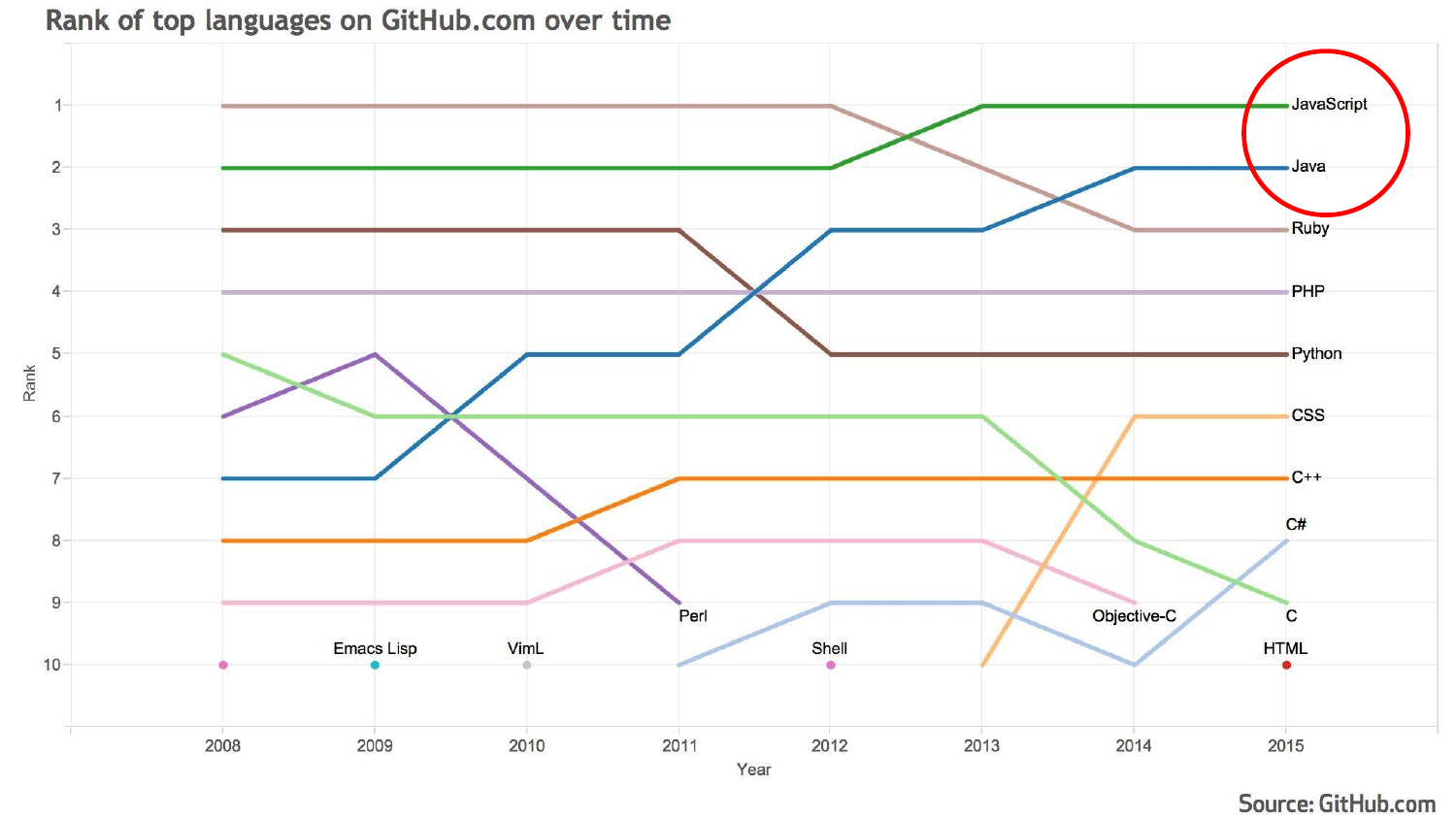# Rank of top languages on GitHub.com over time

Rank

1
2
3
4
5
6
7
8
9
10

JavaScript
Java
Ruby
PHP
Python
CSS
C++
C#
Perl
Objective-C
C
Emacs Lisp
VimL
Shell
HTML

2008
2009
2010
2011
2012
2013
2014
2015

Year

Source: GitHub.com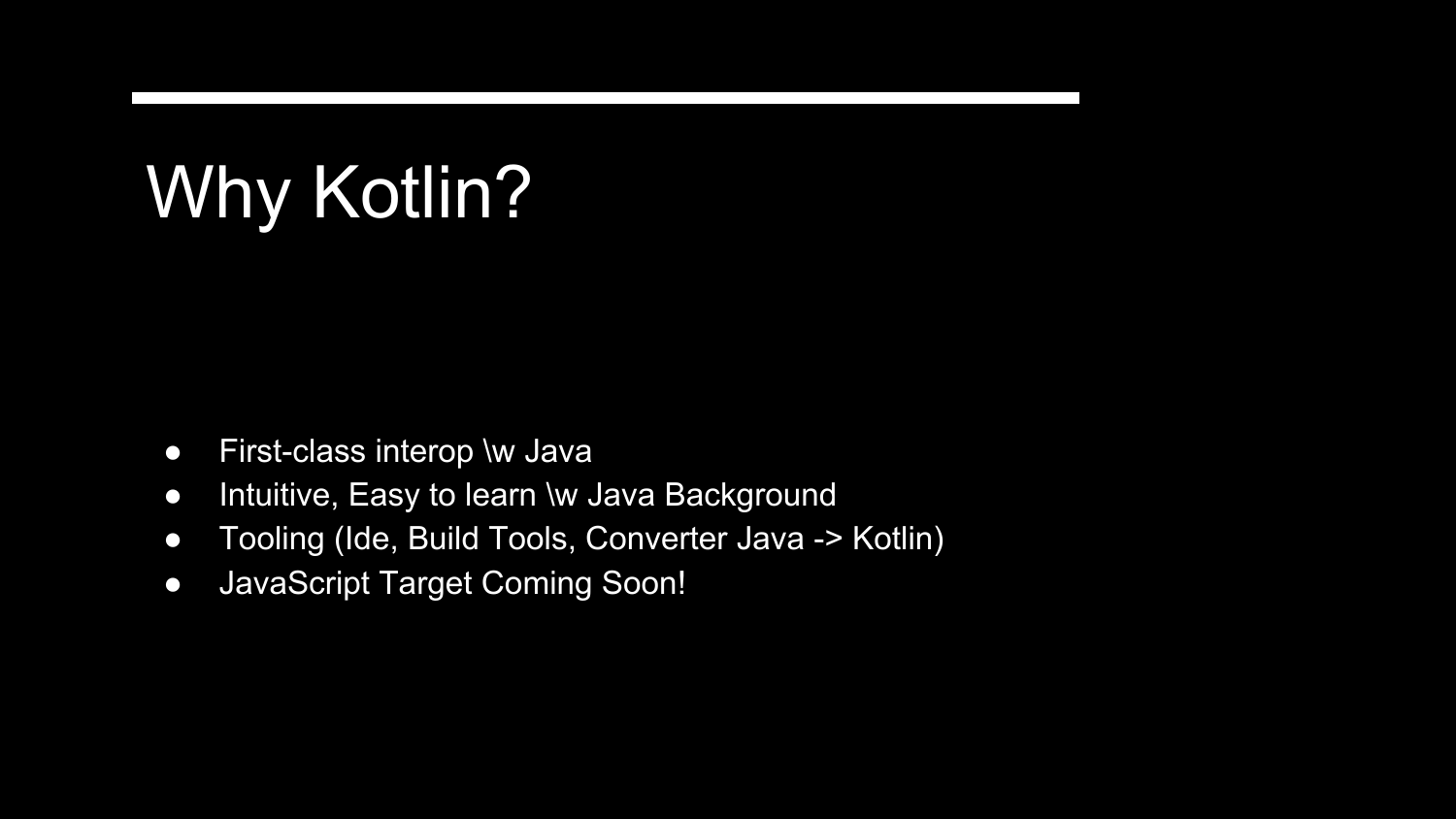# Why Kotlin?

- First-class interop \w Java
- Intuitive, Easy to learn \w Java Background
- Tooling (Ide, Build Tools, Converter Java -> Kotlin)
- JavaScript Target Coming Soon!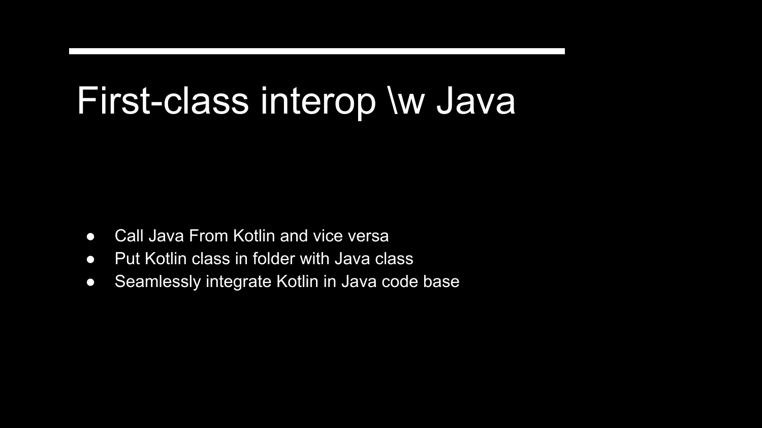# First-class interop \w Java

- Call Java From Kotlin and vice versa
- Put Kotlin class in folder with Java class
- Seamlessly integrate Kotlin in Java code base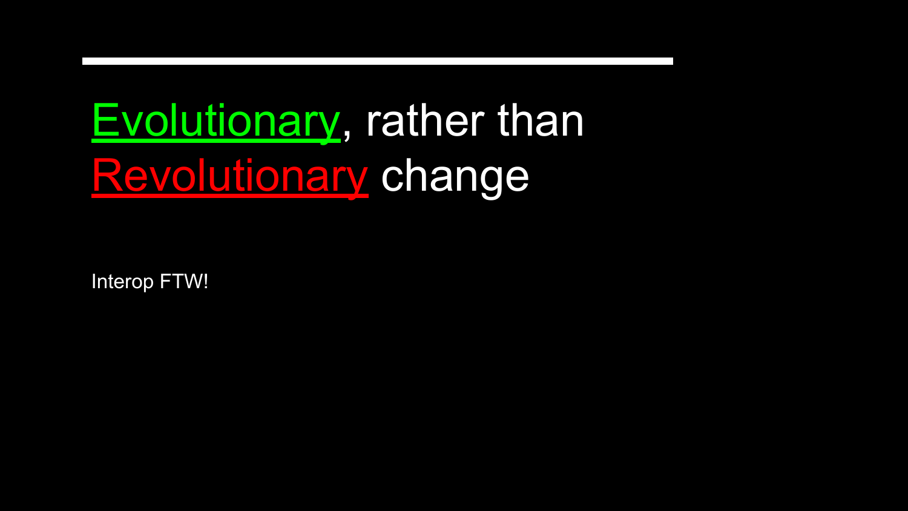# Evolutionary, rather than Revolutionary change

Interop FTW!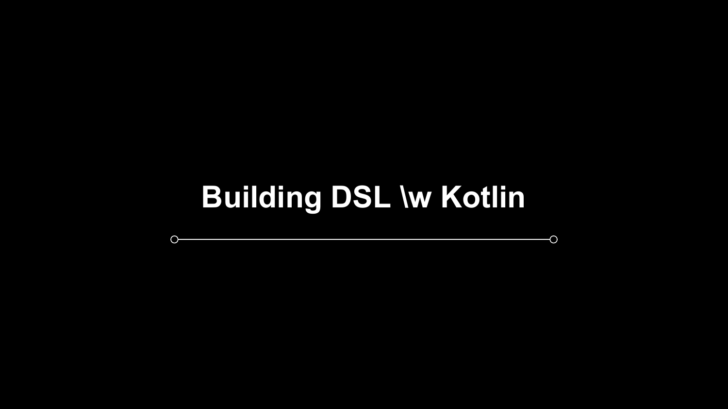# Building DSL \w Kotlin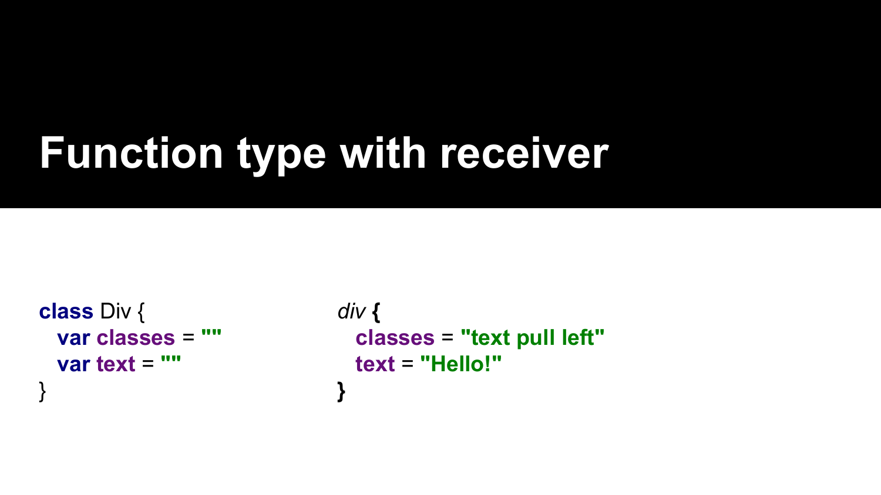# Function type with receiver

```
class Div {
  var classes = ""
  var text = ""
}
```

```
div {
  classes = "text pull left"
  text = "Hello!"
}
```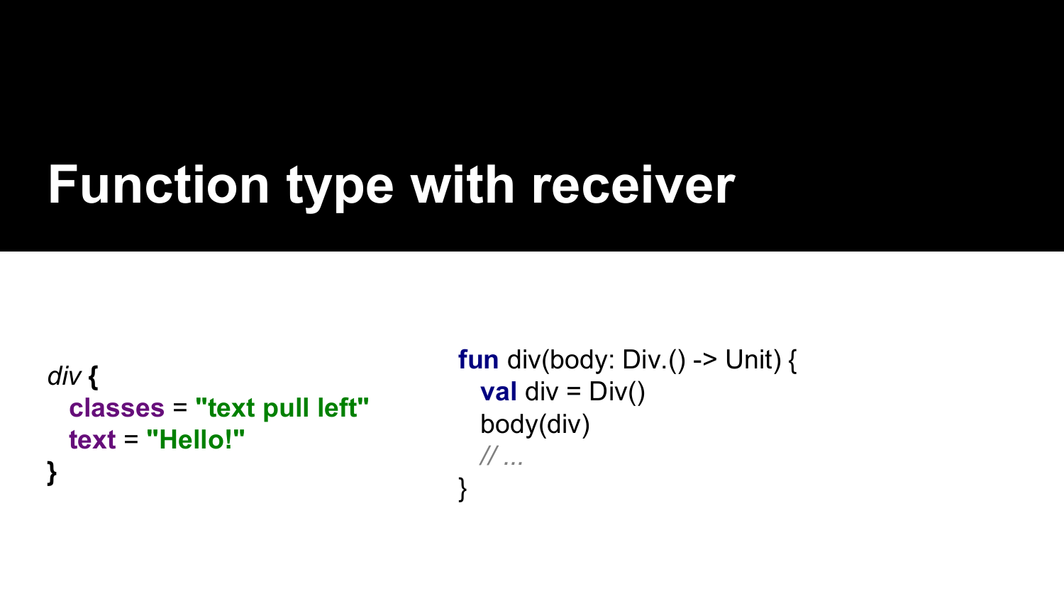# Function type with receiver

```
div {
  classes = "text pull left"
  text = "Hello!"
}
```

```
fun div(body: Div.() -> Unit) {
  val div = Div()
  body(div)
  // ...
}
```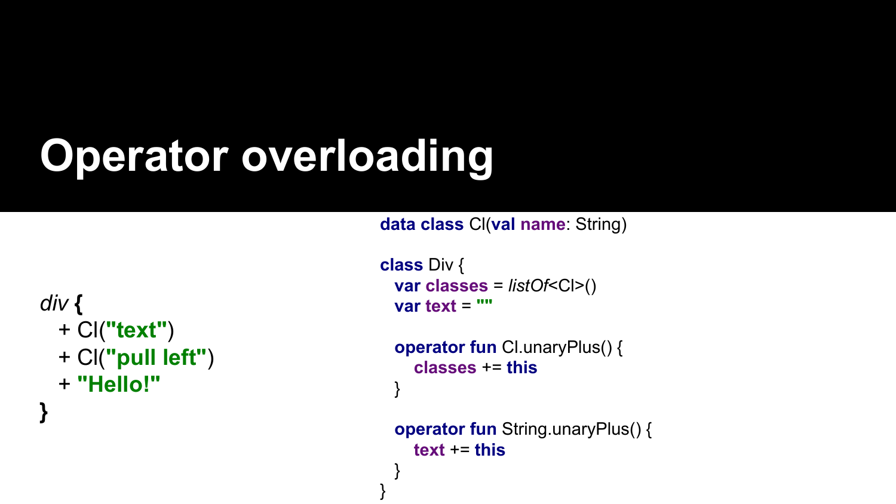# Operator overloading

```kotlin
div {
    + Cl("text")
    + Cl("pull left")
    + "Hello!"
}
```

```kotlin
data class Cl(val name: String)

class Div {
    var classes = listOf<Cl>()
    var text = ""

    operator fun Cl.unaryPlus() {
        classes += this
    }

    operator fun String.unaryPlus() {
        text += this
    }
}
```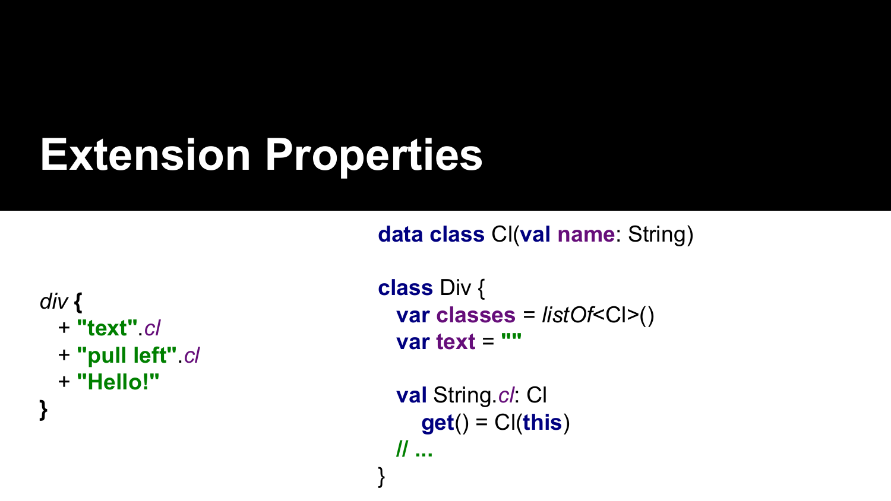# Extension Properties

```kotlin
div {
  + "text".cl
  + "pull left".cl
  + "Hello!"
}
```

```kotlin
data class Cl(val name: String)

class Div {
  var classes = listOf<Cl>()
  var text = ""

  val String.cl: Cl
     get() = Cl(this)
  // ...
}
```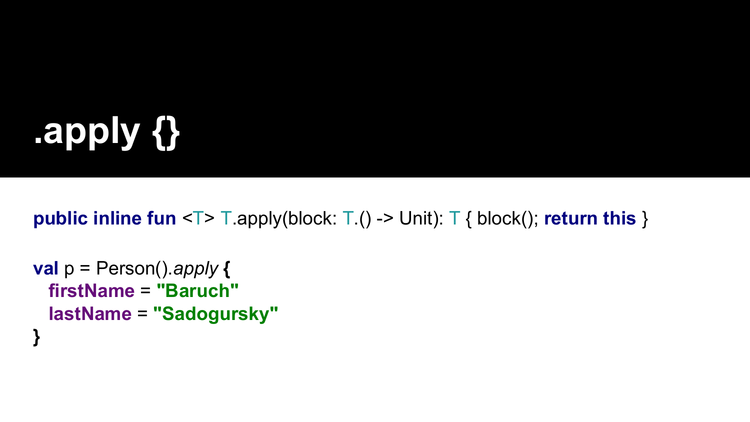# .apply {}

```kotlin
public inline fun <T> T.apply(block: T.() -> Unit): T { block(); return this }

val p = Person().apply {
  firstName = "Baruch"
  lastName = "Sadogursky"
}
```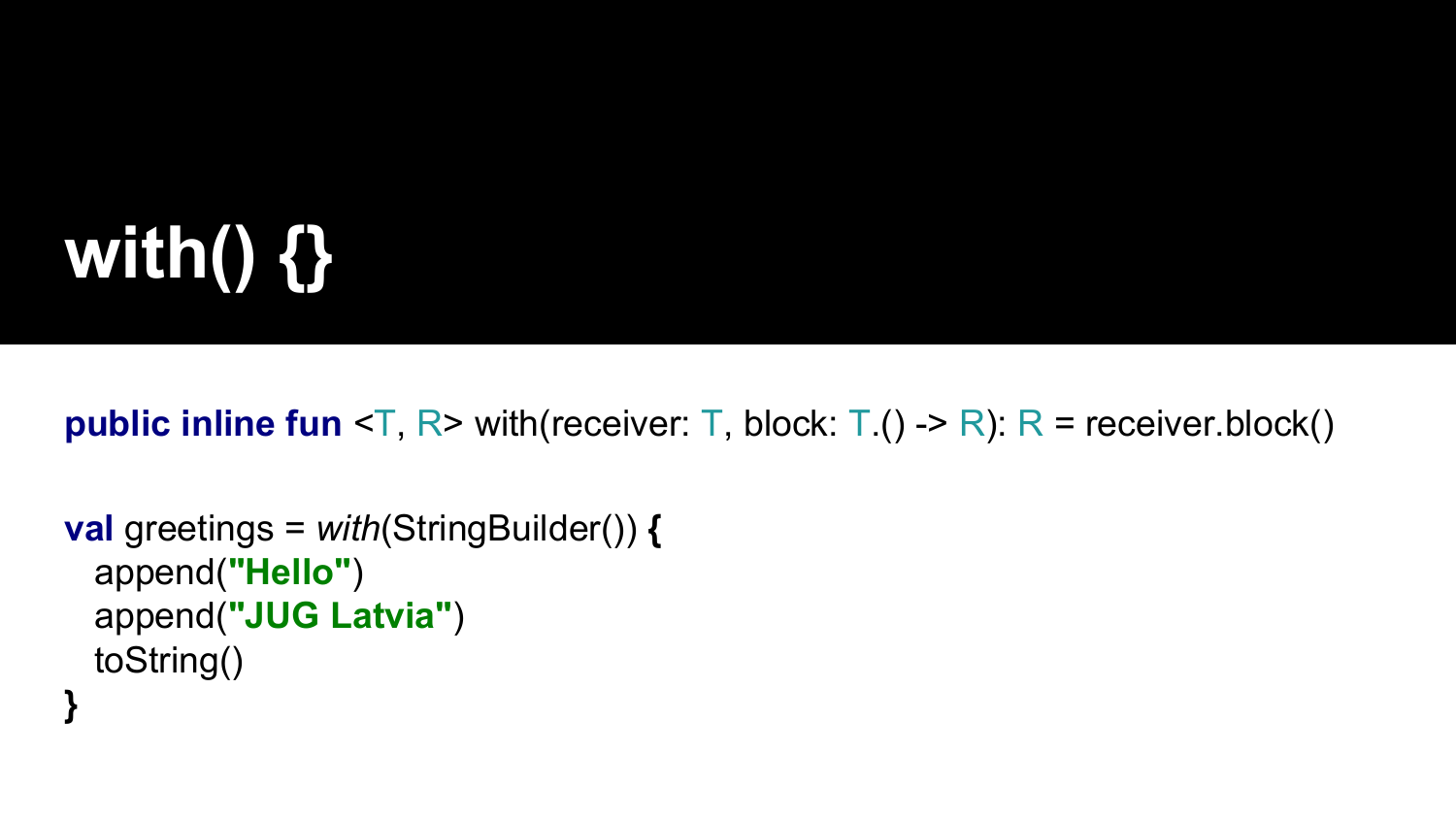# with() {}

```kotlin
public inline fun <T, R> with(receiver: T, block: T.() -> R): R = receiver.block()

val greetings = with(StringBuilder()) {
  append("Hello")
  append("JUG Latvia")
  toString()
}
```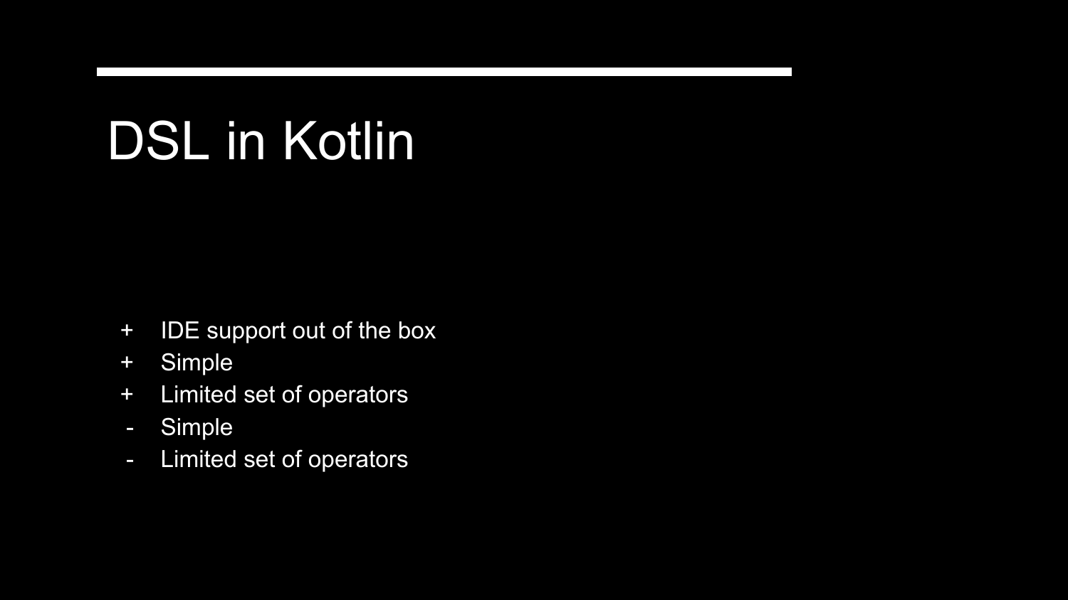# DSL in Kotlin

+ IDE support out of the box
+ Simple
+ Limited set of operators
- Simple
- Limited set of operators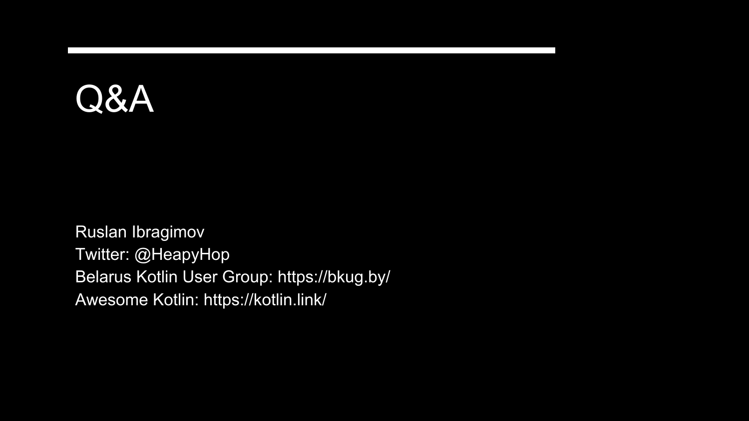# Q&A

Ruslan Ibragimov
Twitter: @HeapyHop
Belarus Kotlin User Group: https://bkug.by/
Awesome Kotlin: https://kotlin.link/